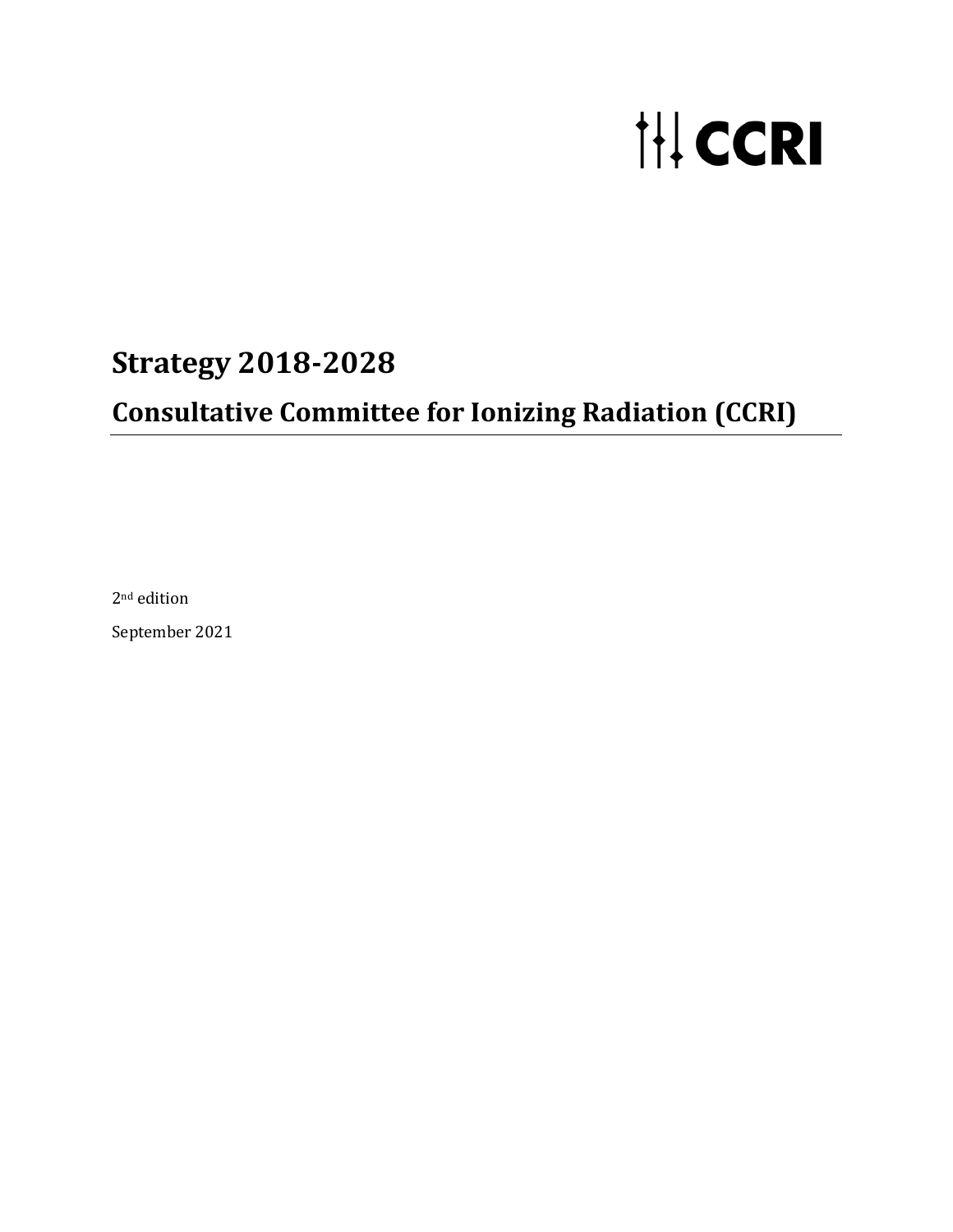CCRI

# Strategy 2018-2028

## Consultative Committee for Ionizing Radiation (CCRI)

2nd edition

September 2021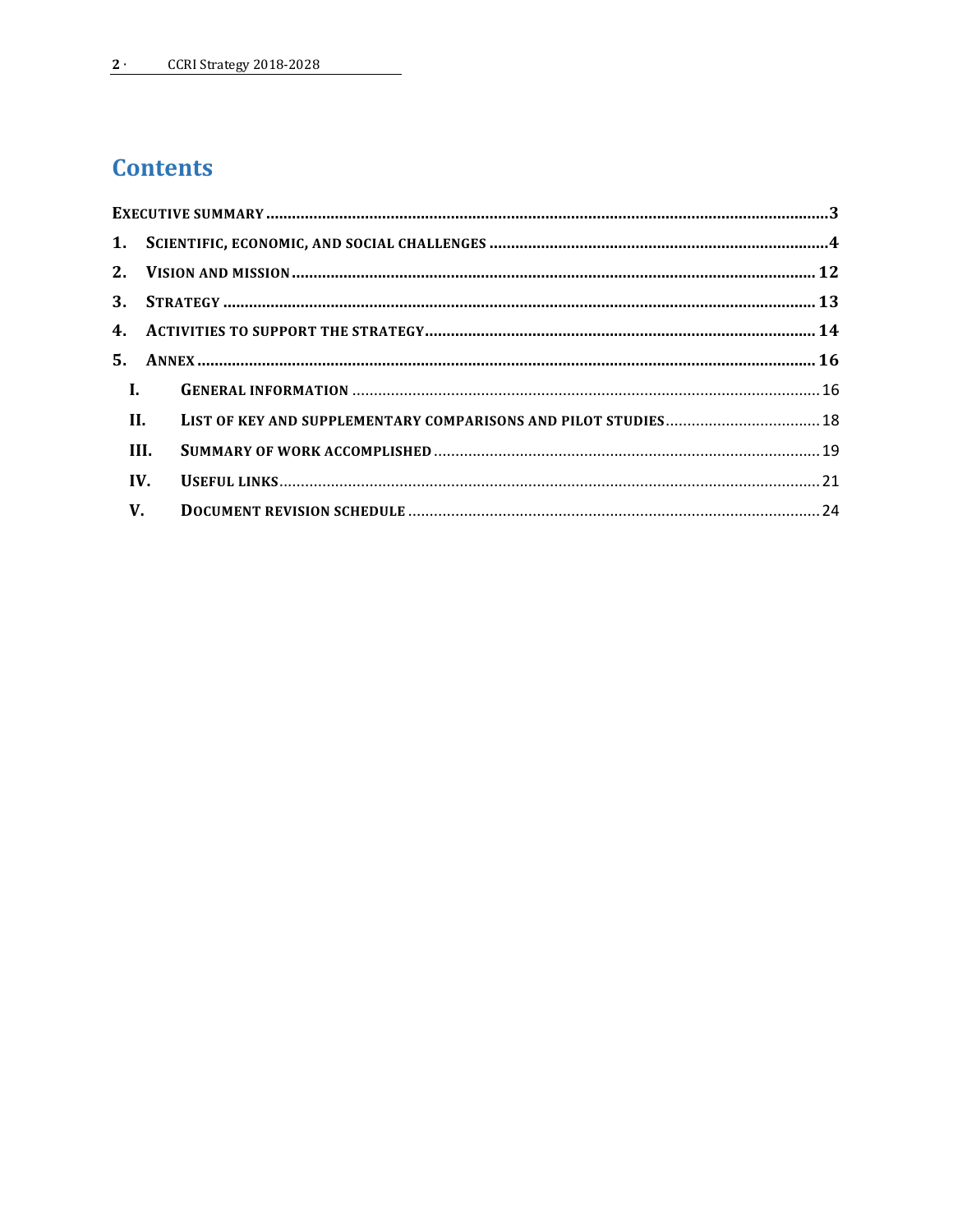# Contents

EXECUTIVE SUMMARY ..... 3

1. SCIENTIFIC, ECONOMIC, AND SOCIAL CHALLENGES ..... 4
2. VISION AND MISSION ..... 12
3. STRATEGY ..... 13
4. ACTIVITIES TO SUPPORT THE STRATEGY ..... 14
5. ANNEX ..... 16
   - I. GENERAL INFORMATION ..... 16
   - II. LIST OF KEY AND SUPPLEMENTARY COMPARISONS AND PILOT STUDIES ..... 18
   - III. SUMMARY OF WORK ACCOMPLISHED ..... 19
   - IV. USEFUL LINKS ..... 21
   - V. DOCUMENT REVISION SCHEDULE ..... 24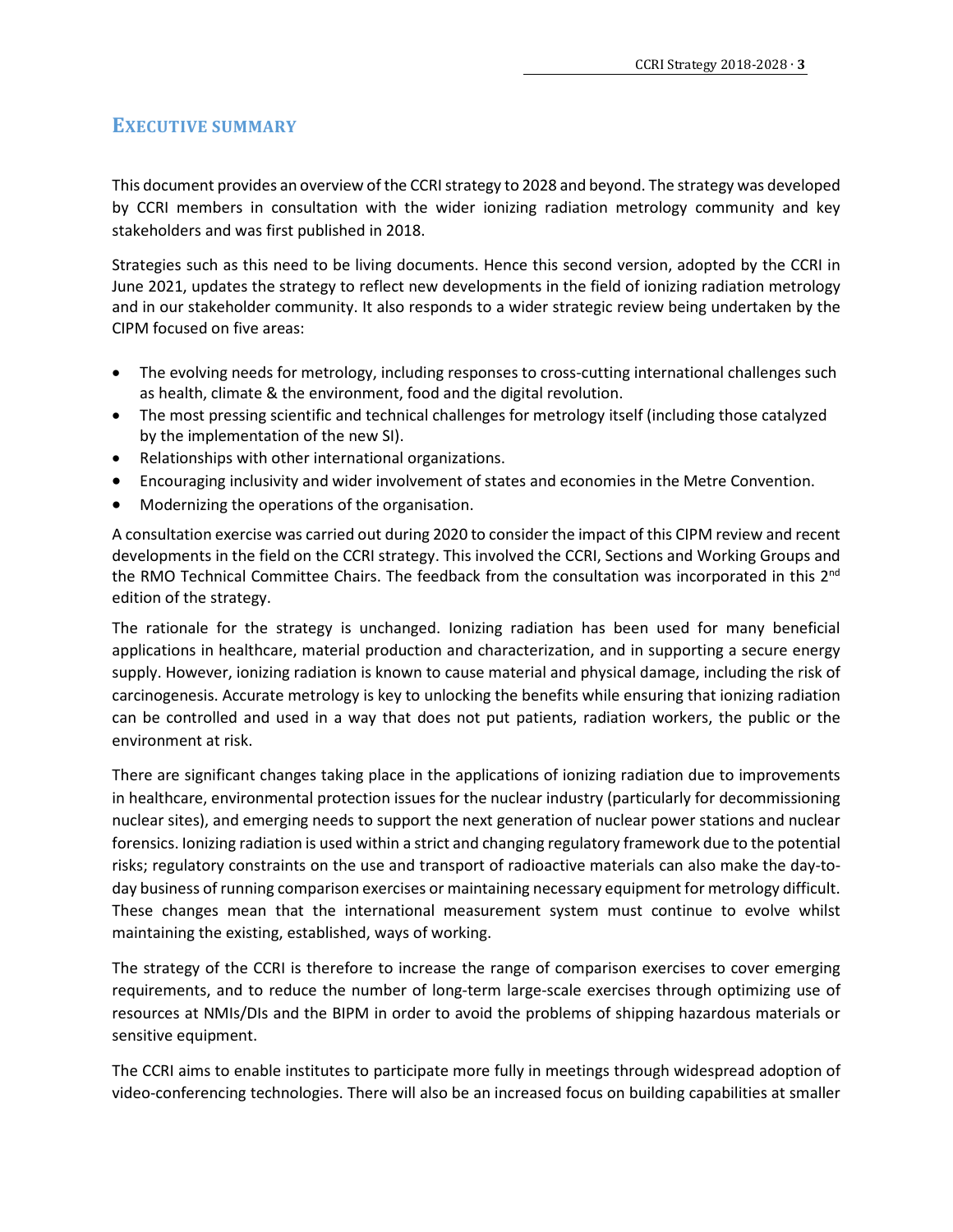## EXECUTIVE SUMMARY

This document provides an overview of the CCRI strategy to 2028 and beyond. The strategy was developed by CCRI members in consultation with the wider ionizing radiation metrology community and key stakeholders and was first published in 2018.

Strategies such as this need to be living documents. Hence this second version, adopted by the CCRI in June 2021, updates the strategy to reflect new developments in the field of ionizing radiation metrology and in our stakeholder community. It also responds to a wider strategic review being undertaken by the CIPM focused on five areas:

- The evolving needs for metrology, including responses to cross-cutting international challenges such as health, climate & the environment, food and the digital revolution.
- The most pressing scientific and technical challenges for metrology itself (including those catalyzed by the implementation of the new SI).
- Relationships with other international organizations.
- Encouraging inclusivity and wider involvement of states and economies in the Metre Convention.
- Modernizing the operations of the organisation.

A consultation exercise was carried out during 2020 to consider the impact of this CIPM review and recent developments in the field on the CCRI strategy. This involved the CCRI, Sections and Working Groups and the RMO Technical Committee Chairs. The feedback from the consultation was incorporated in this 2nd edition of the strategy.

The rationale for the strategy is unchanged. Ionizing radiation has been used for many beneficial applications in healthcare, material production and characterization, and in supporting a secure energy supply. However, ionizing radiation is known to cause material and physical damage, including the risk of carcinogenesis. Accurate metrology is key to unlocking the benefits while ensuring that ionizing radiation can be controlled and used in a way that does not put patients, radiation workers, the public or the environment at risk.

There are significant changes taking place in the applications of ionizing radiation due to improvements in healthcare, environmental protection issues for the nuclear industry (particularly for decommissioning nuclear sites), and emerging needs to support the next generation of nuclear power stations and nuclear forensics. Ionizing radiation is used within a strict and changing regulatory framework due to the potential risks; regulatory constraints on the use and transport of radioactive materials can also make the day-to-day business of running comparison exercises or maintaining necessary equipment for metrology difficult. These changes mean that the international measurement system must continue to evolve whilst maintaining the existing, established, ways of working.

The strategy of the CCRI is therefore to increase the range of comparison exercises to cover emerging requirements, and to reduce the number of long-term large-scale exercises through optimizing use of resources at NMIs/DIs and the BIPM in order to avoid the problems of shipping hazardous materials or sensitive equipment.

The CCRI aims to enable institutes to participate more fully in meetings through widespread adoption of video-conferencing technologies. There will also be an increased focus on building capabilities at smaller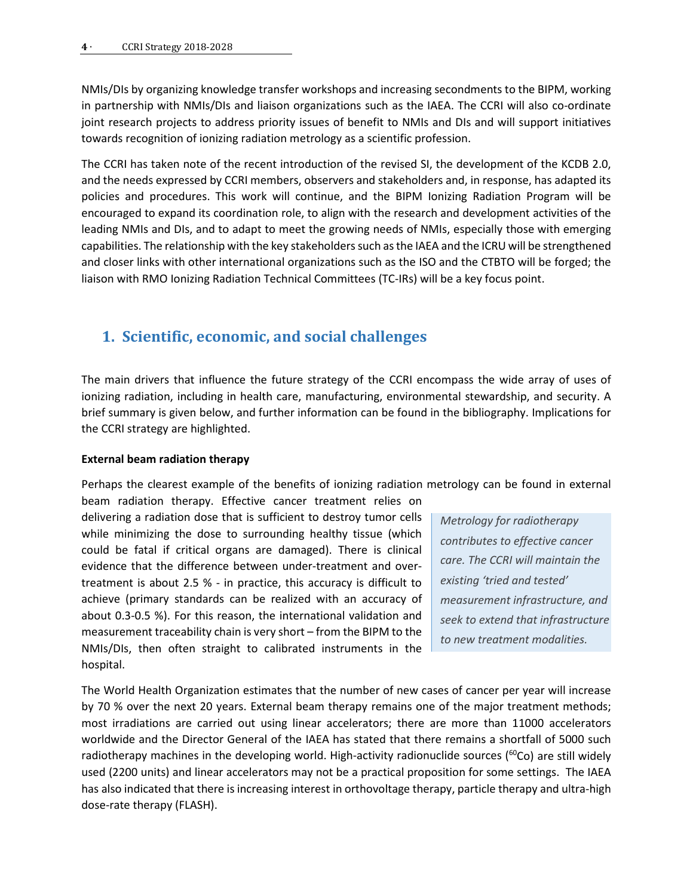NMIs/DIs by organizing knowledge transfer workshops and increasing secondments to the BIPM, working in partnership with NMIs/DIs and liaison organizations such as the IAEA. The CCRI will also co-ordinate joint research projects to address priority issues of benefit to NMIs and DIs and will support initiatives towards recognition of ionizing radiation metrology as a scientific profession.

The CCRI has taken note of the recent introduction of the revised SI, the development of the KCDB 2.0, and the needs expressed by CCRI members, observers and stakeholders and, in response, has adapted its policies and procedures. This work will continue, and the BIPM Ionizing Radiation Program will be encouraged to expand its coordination role, to align with the research and development activities of the leading NMIs and DIs, and to adapt to meet the growing needs of NMIs, especially those with emerging capabilities. The relationship with the key stakeholders such as the IAEA and the ICRU will be strengthened and closer links with other international organizations such as the ISO and the CTBTO will be forged; the liaison with RMO Ionizing Radiation Technical Committees (TC-IRs) will be a key focus point.

## 1. Scientific, economic, and social challenges

The main drivers that influence the future strategy of the CCRI encompass the wide array of uses of ionizing radiation, including in health care, manufacturing, environmental stewardship, and security. A brief summary is given below, and further information can be found in the bibliography. Implications for the CCRI strategy are highlighted.

**External beam radiation therapy**

Perhaps the clearest example of the benefits of ionizing radiation metrology can be found in external beam radiation therapy. Effective cancer treatment relies on delivering a radiation dose that is sufficient to destroy tumor cells while minimizing the dose to surrounding healthy tissue (which could be fatal if critical organs are damaged). There is clinical evidence that the difference between under-treatment and over-treatment is about 2.5 % - in practice, this accuracy is difficult to achieve (primary standards can be realized with an accuracy of about 0.3-0.5 %). For this reason, the international validation and measurement traceability chain is very short – from the BIPM to the NMIs/DIs, then often straight to calibrated instruments in the hospital.

> *Metrology for radiotherapy contributes to effective cancer care. The CCRI will maintain the existing 'tried and tested' measurement infrastructure, and seek to extend that infrastructure to new treatment modalities.*

The World Health Organization estimates that the number of new cases of cancer per year will increase by 70 % over the next 20 years. External beam therapy remains one of the major treatment methods; most irradiations are carried out using linear accelerators; there are more than 11000 accelerators worldwide and the Director General of the IAEA has stated that there remains a shortfall of 5000 such radiotherapy machines in the developing world. High-activity radionuclide sources ($^{60}$Co) are still widely used (2200 units) and linear accelerators may not be a practical proposition for some settings. The IAEA has also indicated that there is increasing interest in orthovoltage therapy, particle therapy and ultra-high dose-rate therapy (FLASH).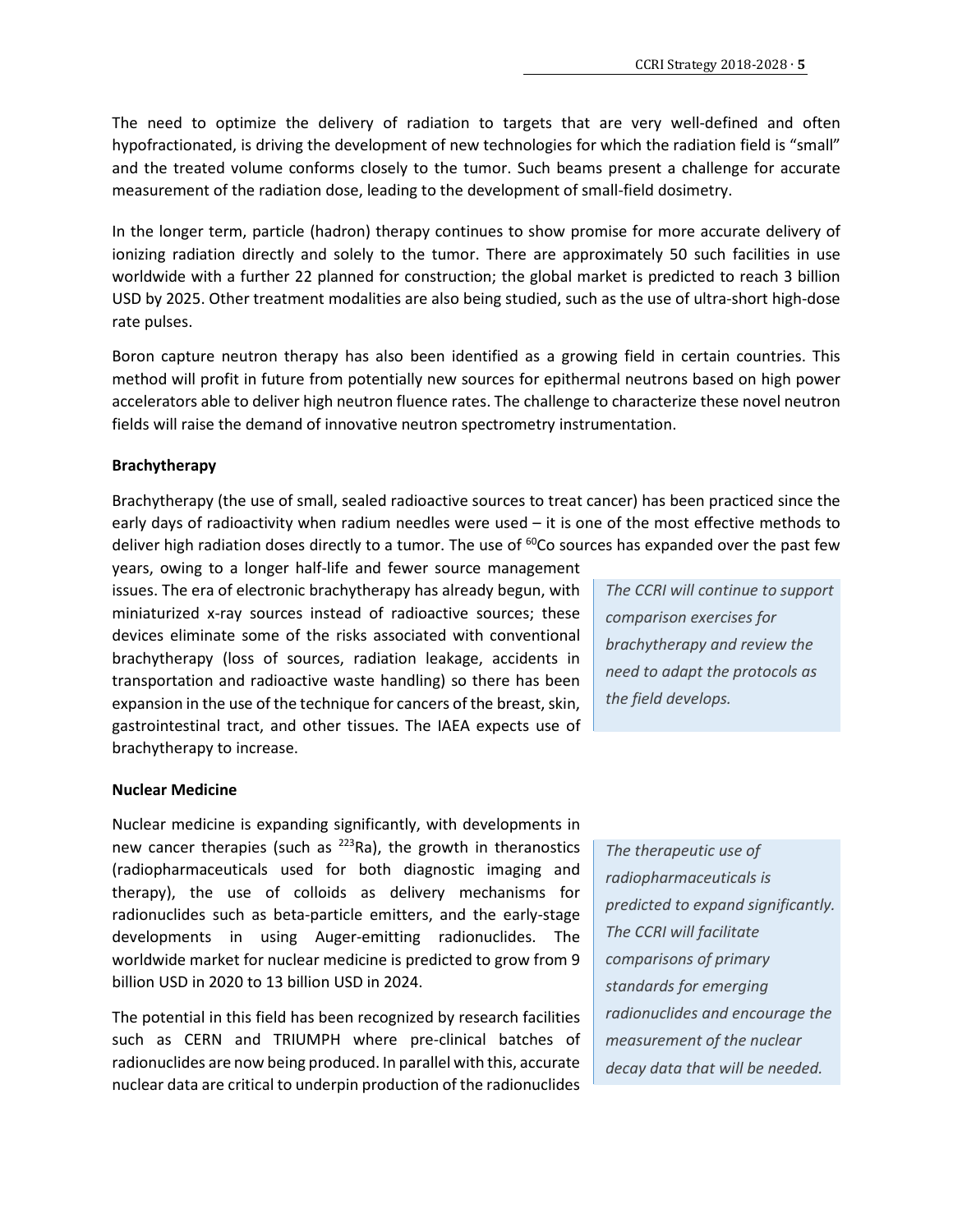The need to optimize the delivery of radiation to targets that are very well-defined and often hypofractionated, is driving the development of new technologies for which the radiation field is "small" and the treated volume conforms closely to the tumor. Such beams present a challenge for accurate measurement of the radiation dose, leading to the development of small-field dosimetry.

In the longer term, particle (hadron) therapy continues to show promise for more accurate delivery of ionizing radiation directly and solely to the tumor. There are approximately 50 such facilities in use worldwide with a further 22 planned for construction; the global market is predicted to reach 3 billion USD by 2025. Other treatment modalities are also being studied, such as the use of ultra-short high-dose rate pulses.

Boron capture neutron therapy has also been identified as a growing field in certain countries. This method will profit in future from potentially new sources for epithermal neutrons based on high power accelerators able to deliver high neutron fluence rates. The challenge to characterize these novel neutron fields will raise the demand of innovative neutron spectrometry instrumentation.

**Brachytherapy**

Brachytherapy (the use of small, sealed radioactive sources to treat cancer) has been practiced since the early days of radioactivity when radium needles were used – it is one of the most effective methods to deliver high radiation doses directly to a tumor. The use of $^{60}$Co sources has expanded over the past few years, owing to a longer half-life and fewer source management issues. The era of electronic brachytherapy has already begun, with miniaturized x-ray sources instead of radioactive sources; these devices eliminate some of the risks associated with conventional brachytherapy (loss of sources, radiation leakage, accidents in transportation and radioactive waste handling) so there has been expansion in the use of the technique for cancers of the breast, skin, gastrointestinal tract, and other tissues. The IAEA expects use of brachytherapy to increase.

*The CCRI will continue to support comparison exercises for brachytherapy and review the need to adapt the protocols as the field develops.*

**Nuclear Medicine**

Nuclear medicine is expanding significantly, with developments in new cancer therapies (such as $^{223}$Ra), the growth in theranostics (radiopharmaceuticals used for both diagnostic imaging and therapy), the use of colloids as delivery mechanisms for radionuclides such as beta-particle emitters, and the early-stage developments in using Auger-emitting radionuclides. The worldwide market for nuclear medicine is predicted to grow from 9 billion USD in 2020 to 13 billion USD in 2024.

*The therapeutic use of radiopharmaceuticals is predicted to expand significantly. The CCRI will facilitate comparisons of primary standards for emerging radionuclides and encourage the measurement of the nuclear decay data that will be needed.*

The potential in this field has been recognized by research facilities such as CERN and TRIUMPH where pre-clinical batches of radionuclides are now being produced. In parallel with this, accurate nuclear data are critical to underpin production of the radionuclides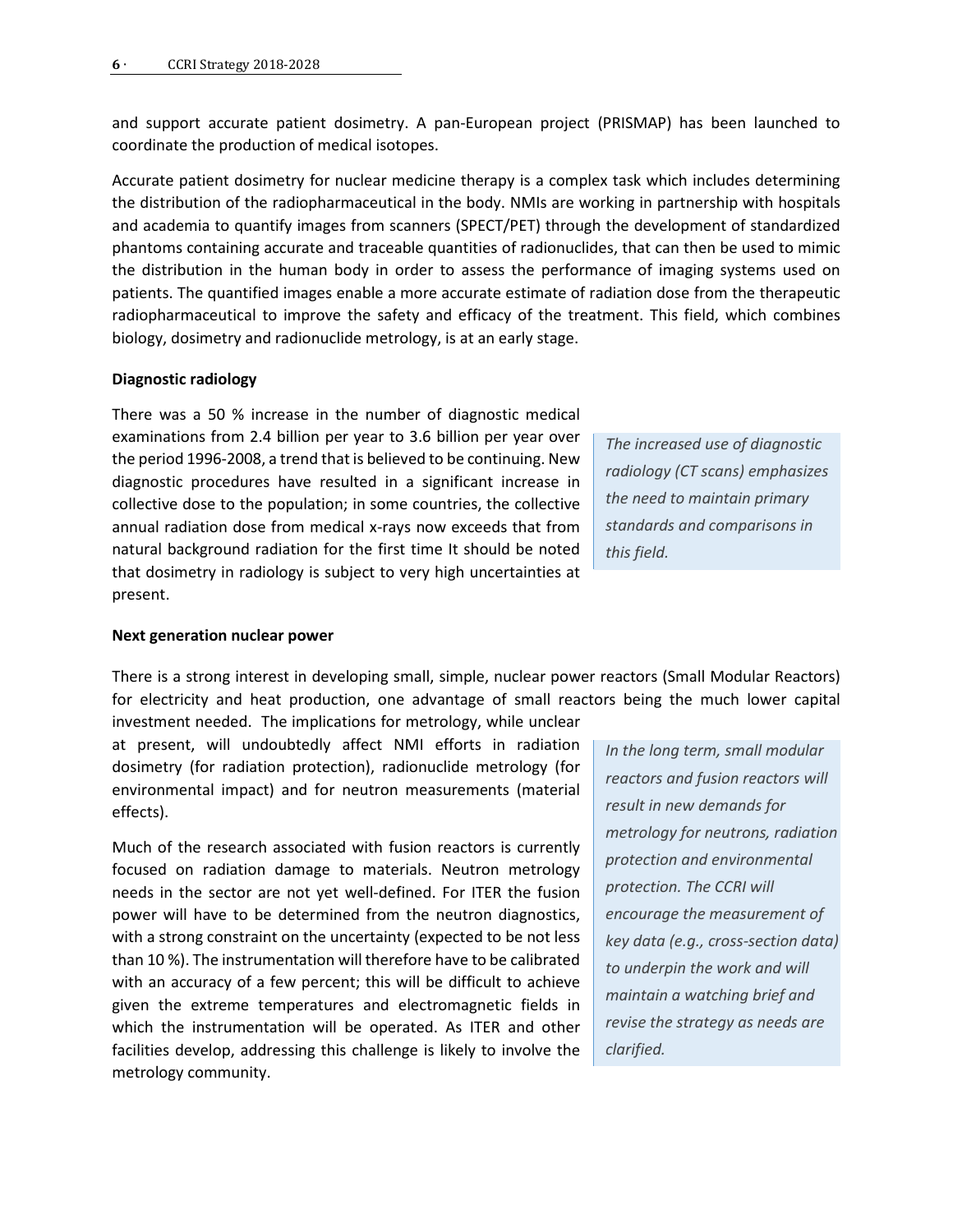and support accurate patient dosimetry. A pan-European project (PRISMAP) has been launched to coordinate the production of medical isotopes.

Accurate patient dosimetry for nuclear medicine therapy is a complex task which includes determining the distribution of the radiopharmaceutical in the body. NMIs are working in partnership with hospitals and academia to quantify images from scanners (SPECT/PET) through the development of standardized phantoms containing accurate and traceable quantities of radionuclides, that can then be used to mimic the distribution in the human body in order to assess the performance of imaging systems used on patients. The quantified images enable a more accurate estimate of radiation dose from the therapeutic radiopharmaceutical to improve the safety and efficacy of the treatment. This field, which combines biology, dosimetry and radionuclide metrology, is at an early stage.

**Diagnostic radiology**

There was a 50 % increase in the number of diagnostic medical examinations from 2.4 billion per year to 3.6 billion per year over the period 1996-2008, a trend that is believed to be continuing. New diagnostic procedures have resulted in a significant increase in collective dose to the population; in some countries, the collective annual radiation dose from medical x-rays now exceeds that from natural background radiation for the first time It should be noted that dosimetry in radiology is subject to very high uncertainties at present.

*The increased use of diagnostic radiology (CT scans) emphasizes the need to maintain primary standards and comparisons in this field.*

**Next generation nuclear power**

There is a strong interest in developing small, simple, nuclear power reactors (Small Modular Reactors) for electricity and heat production, one advantage of small reactors being the much lower capital investment needed. The implications for metrology, while unclear at present, will undoubtedly affect NMI efforts in radiation dosimetry (for radiation protection), radionuclide metrology (for environmental impact) and for neutron measurements (material effects).

Much of the research associated with fusion reactors is currently focused on radiation damage to materials. Neutron metrology needs in the sector are not yet well-defined. For ITER the fusion power will have to be determined from the neutron diagnostics, with a strong constraint on the uncertainty (expected to be not less than 10 %). The instrumentation will therefore have to be calibrated with an accuracy of a few percent; this will be difficult to achieve given the extreme temperatures and electromagnetic fields in which the instrumentation will be operated. As ITER and other facilities develop, addressing this challenge is likely to involve the metrology community.

*In the long term, small modular reactors and fusion reactors will result in new demands for metrology for neutrons, radiation protection and environmental protection. The CCRI will encourage the measurement of key data (e.g., cross-section data) to underpin the work and will maintain a watching brief and revise the strategy as needs are clarified.*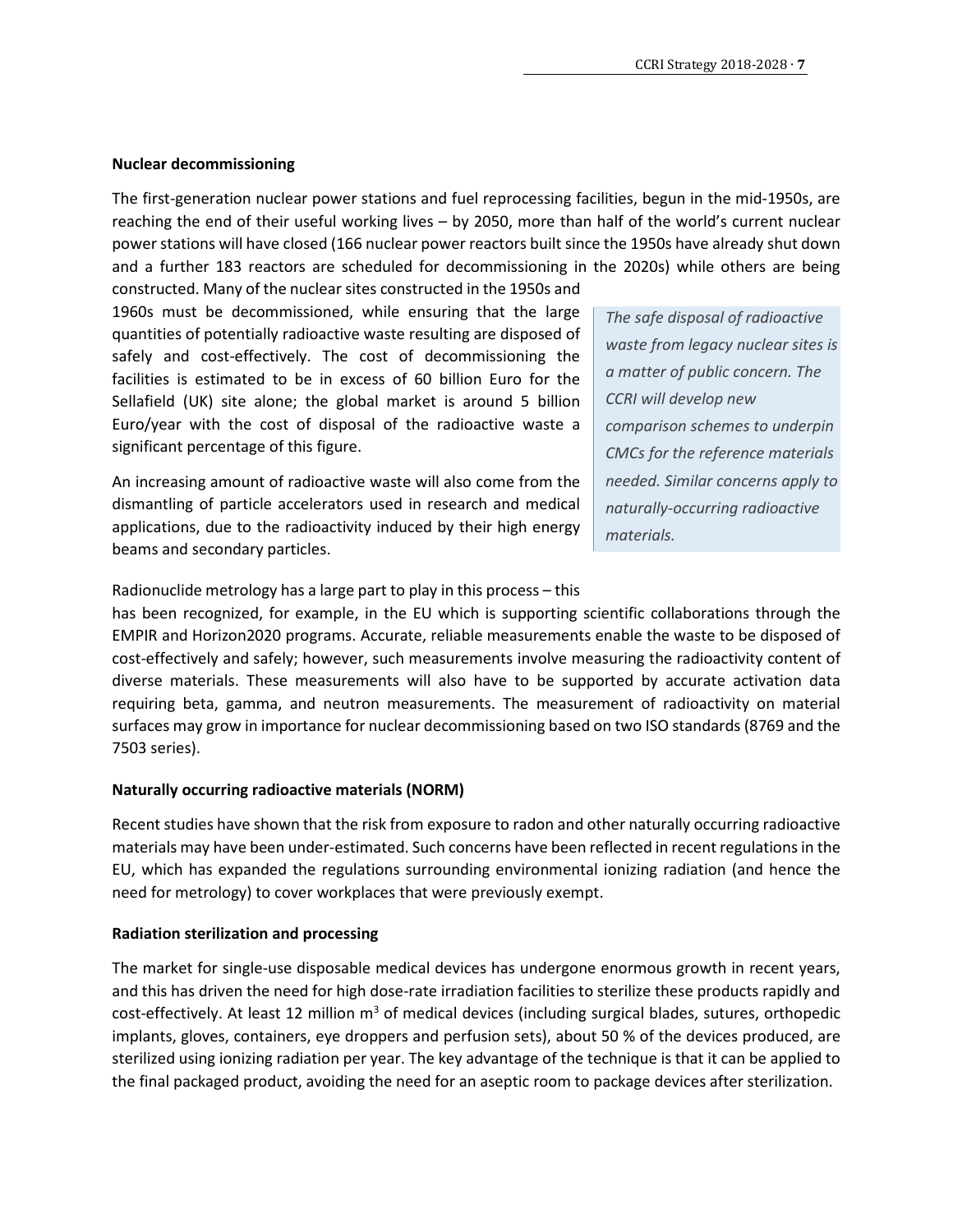**Nuclear decommissioning**

The first-generation nuclear power stations and fuel reprocessing facilities, begun in the mid-1950s, are reaching the end of their useful working lives – by 2050, more than half of the world's current nuclear power stations will have closed (166 nuclear power reactors built since the 1950s have already shut down and a further 183 reactors are scheduled for decommissioning in the 2020s) while others are being constructed. Many of the nuclear sites constructed in the 1950s and 1960s must be decommissioned, while ensuring that the large quantities of potentially radioactive waste resulting are disposed of safely and cost-effectively. The cost of decommissioning the facilities is estimated to be in excess of 60 billion Euro for the Sellafield (UK) site alone; the global market is around 5 billion Euro/year with the cost of disposal of the radioactive waste a significant percentage of this figure.

An increasing amount of radioactive waste will also come from the dismantling of particle accelerators used in research and medical applications, due to the radioactivity induced by their high energy beams and secondary particles.

*The safe disposal of radioactive waste from legacy nuclear sites is a matter of public concern. The CCRI will develop new comparison schemes to underpin CMCs for the reference materials needed. Similar concerns apply to naturally-occurring radioactive materials.*

Radionuclide metrology has a large part to play in this process – this has been recognized, for example, in the EU which is supporting scientific collaborations through the EMPIR and Horizon2020 programs. Accurate, reliable measurements enable the waste to be disposed of cost-effectively and safely; however, such measurements involve measuring the radioactivity content of diverse materials. These measurements will also have to be supported by accurate activation data requiring beta, gamma, and neutron measurements. The measurement of radioactivity on material surfaces may grow in importance for nuclear decommissioning based on two ISO standards (8769 and the 7503 series).

**Naturally occurring radioactive materials (NORM)**

Recent studies have shown that the risk from exposure to radon and other naturally occurring radioactive materials may have been under-estimated. Such concerns have been reflected in recent regulations in the EU, which has expanded the regulations surrounding environmental ionizing radiation (and hence the need for metrology) to cover workplaces that were previously exempt.

**Radiation sterilization and processing**

The market for single-use disposable medical devices has undergone enormous growth in recent years, and this has driven the need for high dose-rate irradiation facilities to sterilize these products rapidly and cost-effectively. At least 12 million $m^3$ of medical devices (including surgical blades, sutures, orthopedic implants, gloves, containers, eye droppers and perfusion sets), about 50 % of the devices produced, are sterilized using ionizing radiation per year. The key advantage of the technique is that it can be applied to the final packaged product, avoiding the need for an aseptic room to package devices after sterilization.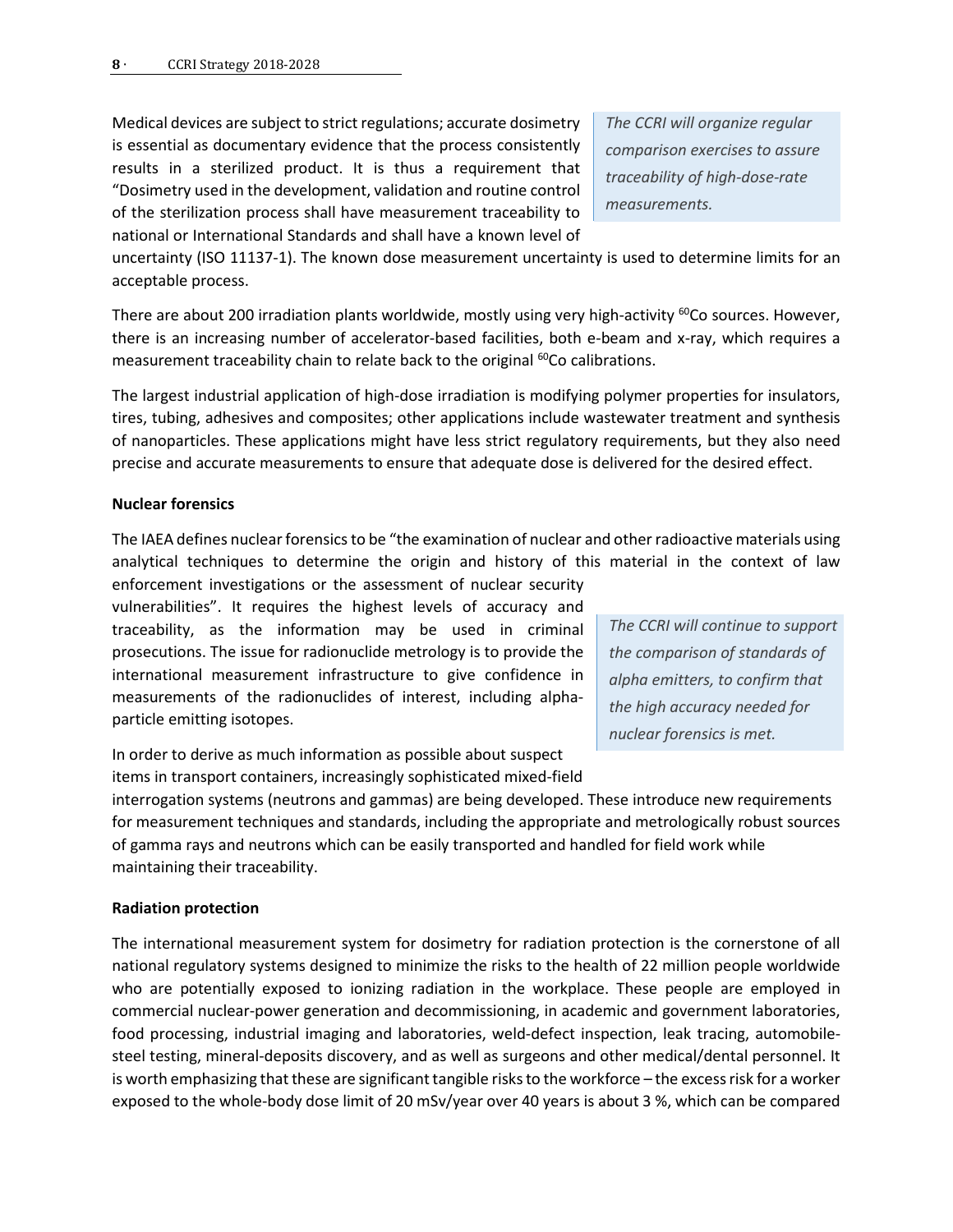Medical devices are subject to strict regulations; accurate dosimetry is essential as documentary evidence that the process consistently results in a sterilized product. It is thus a requirement that "Dosimetry used in the development, validation and routine control of the sterilization process shall have measurement traceability to national or International Standards and shall have a known level of uncertainty (ISO 11137-1). The known dose measurement uncertainty is used to determine limits for an acceptable process.

*The CCRI will organize regular comparison exercises to assure traceability of high-dose-rate measurements.*

There are about 200 irradiation plants worldwide, mostly using very high-activity $^{60}$Co sources. However, there is an increasing number of accelerator-based facilities, both e-beam and x-ray, which requires a measurement traceability chain to relate back to the original $^{60}$Co calibrations.

The largest industrial application of high-dose irradiation is modifying polymer properties for insulators, tires, tubing, adhesives and composites; other applications include wastewater treatment and synthesis of nanoparticles. These applications might have less strict regulatory requirements, but they also need precise and accurate measurements to ensure that adequate dose is delivered for the desired effect.

**Nuclear forensics**

The IAEA defines nuclear forensics to be "the examination of nuclear and other radioactive materials using analytical techniques to determine the origin and history of this material in the context of law enforcement investigations or the assessment of nuclear security vulnerabilities". It requires the highest levels of accuracy and traceability, as the information may be used in criminal prosecutions. The issue for radionuclide metrology is to provide the international measurement infrastructure to give confidence in measurements of the radionuclides of interest, including alpha-particle emitting isotopes.

*The CCRI will continue to support the comparison of standards of alpha emitters, to confirm that the high accuracy needed for nuclear forensics is met.*

In order to derive as much information as possible about suspect items in transport containers, increasingly sophisticated mixed-field interrogation systems (neutrons and gammas) are being developed. These introduce new requirements for measurement techniques and standards, including the appropriate and metrologically robust sources of gamma rays and neutrons which can be easily transported and handled for field work while maintaining their traceability.

**Radiation protection**

The international measurement system for dosimetry for radiation protection is the cornerstone of all national regulatory systems designed to minimize the risks to the health of 22 million people worldwide who are potentially exposed to ionizing radiation in the workplace. These people are employed in commercial nuclear-power generation and decommissioning, in academic and government laboratories, food processing, industrial imaging and laboratories, weld-defect inspection, leak tracing, automobile-steel testing, mineral-deposits discovery, and as well as surgeons and other medical/dental personnel. It is worth emphasizing that these are significant tangible risks to the workforce – the excess risk for a worker exposed to the whole-body dose limit of 20 mSv/year over 40 years is about 3 %, which can be compared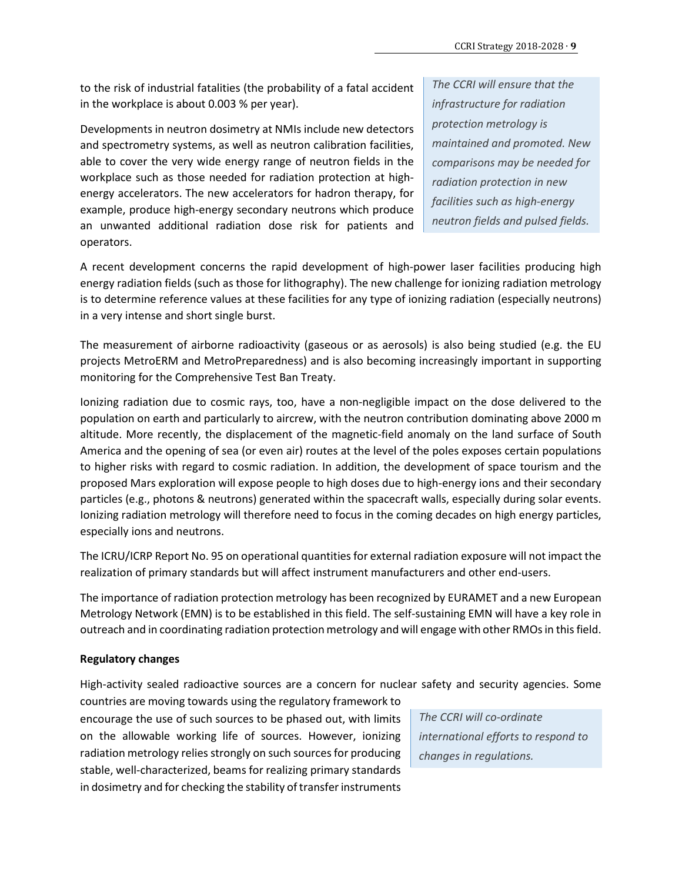to the risk of industrial fatalities (the probability of a fatal accident in the workplace is about 0.003 % per year).

Developments in neutron dosimetry at NMIs include new detectors and spectrometry systems, as well as neutron calibration facilities, able to cover the very wide energy range of neutron fields in the workplace such as those needed for radiation protection at high-energy accelerators. The new accelerators for hadron therapy, for example, produce high-energy secondary neutrons which produce an unwanted additional radiation dose risk for patients and operators.

*The CCRI will ensure that the infrastructure for radiation protection metrology is maintained and promoted. New comparisons may be needed for radiation protection in new facilities such as high-energy neutron fields and pulsed fields.*

A recent development concerns the rapid development of high-power laser facilities producing high energy radiation fields (such as those for lithography). The new challenge for ionizing radiation metrology is to determine reference values at these facilities for any type of ionizing radiation (especially neutrons) in a very intense and short single burst.

The measurement of airborne radioactivity (gaseous or as aerosols) is also being studied (e.g. the EU projects MetroERM and MetroPreparedness) and is also becoming increasingly important in supporting monitoring for the Comprehensive Test Ban Treaty.

Ionizing radiation due to cosmic rays, too, have a non-negligible impact on the dose delivered to the population on earth and particularly to aircrew, with the neutron contribution dominating above 2000 m altitude. More recently, the displacement of the magnetic-field anomaly on the land surface of South America and the opening of sea (or even air) routes at the level of the poles exposes certain populations to higher risks with regard to cosmic radiation. In addition, the development of space tourism and the proposed Mars exploration will expose people to high doses due to high-energy ions and their secondary particles (e.g., photons & neutrons) generated within the spacecraft walls, especially during solar events. Ionizing radiation metrology will therefore need to focus in the coming decades on high energy particles, especially ions and neutrons.

The ICRU/ICRP Report No. 95 on operational quantities for external radiation exposure will not impact the realization of primary standards but will affect instrument manufacturers and other end-users.

The importance of radiation protection metrology has been recognized by EURAMET and a new European Metrology Network (EMN) is to be established in this field. The self-sustaining EMN will have a key role in outreach and in coordinating radiation protection metrology and will engage with other RMOs in this field.

**Regulatory changes**

High-activity sealed radioactive sources are a concern for nuclear safety and security agencies. Some countries are moving towards using the regulatory framework to encourage the use of such sources to be phased out, with limits on the allowable working life of sources. However, ionizing radiation metrology relies strongly on such sources for producing stable, well-characterized, beams for realizing primary standards in dosimetry and for checking the stability of transfer instruments

*The CCRI will co-ordinate international efforts to respond to changes in regulations.*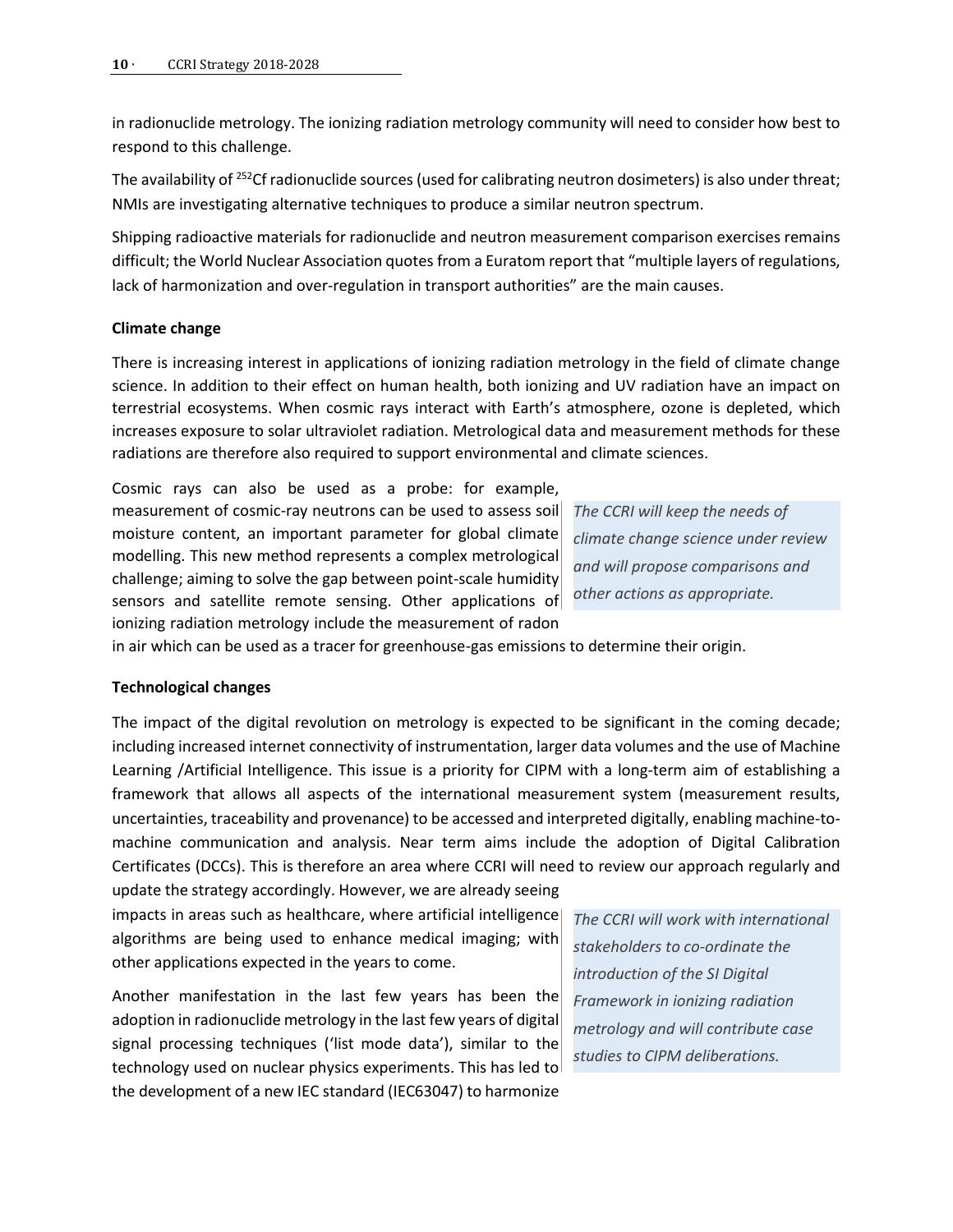in radionuclide metrology. The ionizing radiation metrology community will need to consider how best to respond to this challenge.

The availability of $^{252}$Cf radionuclide sources (used for calibrating neutron dosimeters) is also under threat; NMIs are investigating alternative techniques to produce a similar neutron spectrum.

Shipping radioactive materials for radionuclide and neutron measurement comparison exercises remains difficult; the World Nuclear Association quotes from a Euratom report that "multiple layers of regulations, lack of harmonization and over-regulation in transport authorities" are the main causes.

**Climate change**

There is increasing interest in applications of ionizing radiation metrology in the field of climate change science. In addition to their effect on human health, both ionizing and UV radiation have an impact on terrestrial ecosystems. When cosmic rays interact with Earth's atmosphere, ozone is depleted, which increases exposure to solar ultraviolet radiation. Metrological data and measurement methods for these radiations are therefore also required to support environmental and climate sciences.

Cosmic rays can also be used as a probe: for example, measurement of cosmic-ray neutrons can be used to assess soil moisture content, an important parameter for global climate modelling. This new method represents a complex metrological challenge; aiming to solve the gap between point-scale humidity sensors and satellite remote sensing. Other applications of ionizing radiation metrology include the measurement of radon in air which can be used as a tracer for greenhouse-gas emissions to determine their origin.

*The CCRI will keep the needs of climate change science under review and will propose comparisons and other actions as appropriate.*

**Technological changes**

The impact of the digital revolution on metrology is expected to be significant in the coming decade; including increased internet connectivity of instrumentation, larger data volumes and the use of Machine Learning /Artificial Intelligence. This issue is a priority for CIPM with a long-term aim of establishing a framework that allows all aspects of the international measurement system (measurement results, uncertainties, traceability and provenance) to be accessed and interpreted digitally, enabling machine-to-machine communication and analysis. Near term aims include the adoption of Digital Calibration Certificates (DCCs). This is therefore an area where CCRI will need to review our approach regularly and update the strategy accordingly. However, we are already seeing impacts in areas such as healthcare, where artificial intelligence algorithms are being used to enhance medical imaging; with other applications expected in the years to come.

Another manifestation in the last few years has been the adoption in radionuclide metrology in the last few years of digital signal processing techniques ('list mode data'), similar to the technology used on nuclear physics experiments. This has led to the development of a new IEC standard (IEC63047) to harmonize

*The CCRI will work with international stakeholders to co-ordinate the introduction of the SI Digital Framework in ionizing radiation metrology and will contribute case studies to CIPM deliberations.*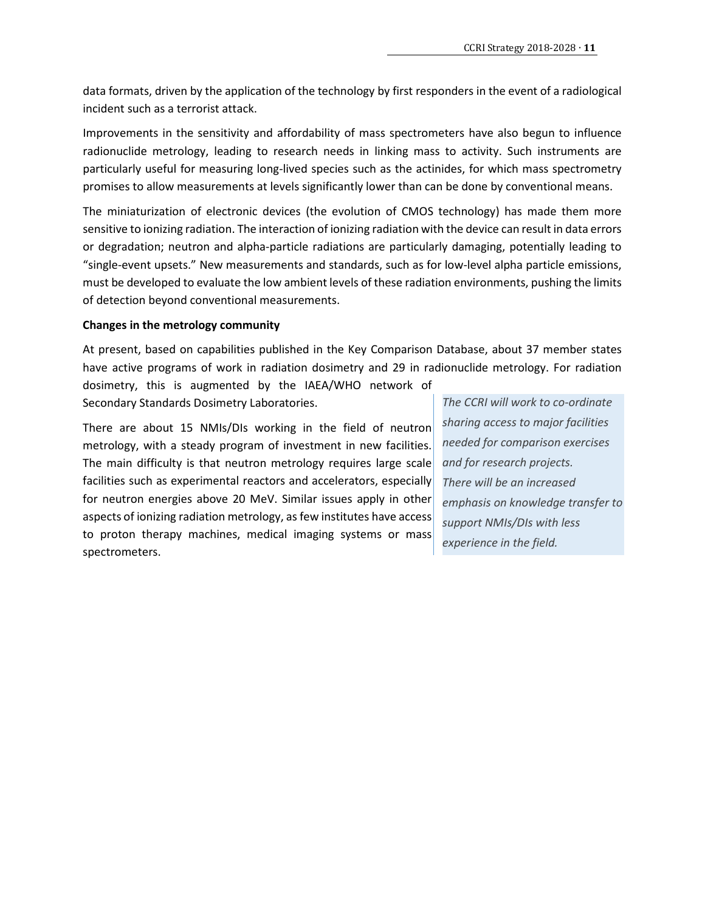data formats, driven by the application of the technology by first responders in the event of a radiological incident such as a terrorist attack.

Improvements in the sensitivity and affordability of mass spectrometers have also begun to influence radionuclide metrology, leading to research needs in linking mass to activity. Such instruments are particularly useful for measuring long-lived species such as the actinides, for which mass spectrometry promises to allow measurements at levels significantly lower than can be done by conventional means.

The miniaturization of electronic devices (the evolution of CMOS technology) has made them more sensitive to ionizing radiation. The interaction of ionizing radiation with the device can result in data errors or degradation; neutron and alpha-particle radiations are particularly damaging, potentially leading to "single-event upsets." New measurements and standards, such as for low-level alpha particle emissions, must be developed to evaluate the low ambient levels of these radiation environments, pushing the limits of detection beyond conventional measurements.

**Changes in the metrology community**

At present, based on capabilities published in the Key Comparison Database, about 37 member states have active programs of work in radiation dosimetry and 29 in radionuclide metrology. For radiation dosimetry, this is augmented by the IAEA/WHO network of Secondary Standards Dosimetry Laboratories.

There are about 15 NMIs/DIs working in the field of neutron metrology, with a steady program of investment in new facilities. The main difficulty is that neutron metrology requires large scale facilities such as experimental reactors and accelerators, especially for neutron energies above 20 MeV. Similar issues apply in other aspects of ionizing radiation metrology, as few institutes have access to proton therapy machines, medical imaging systems or mass spectrometers.

*The CCRI will work to co-ordinate sharing access to major facilities needed for comparison exercises and for research projects. There will be an increased emphasis on knowledge transfer to support NMIs/DIs with less experience in the field.*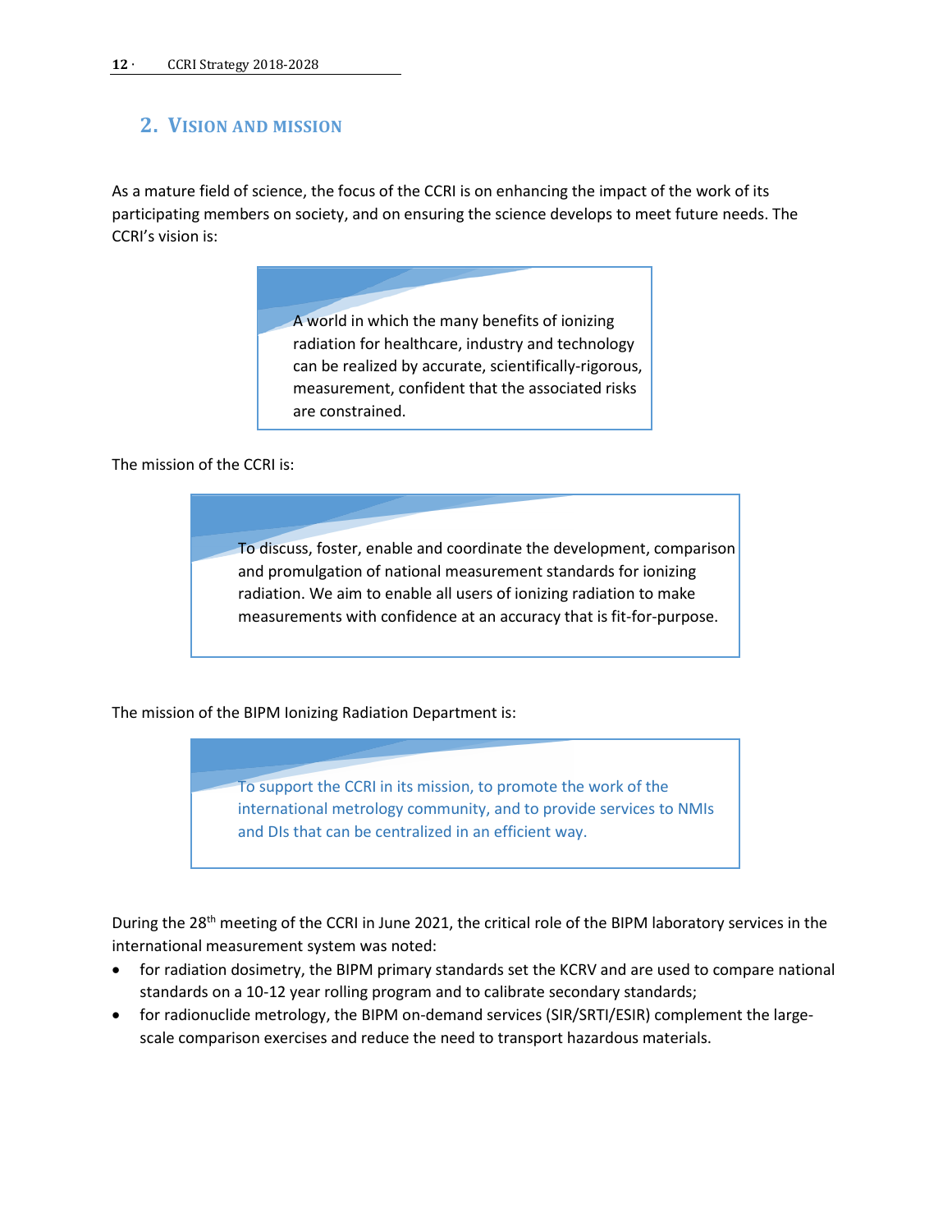## 2. Vision and mission

As a mature field of science, the focus of the CCRI is on enhancing the impact of the work of its participating members on society, and on ensuring the science develops to meet future needs. The CCRI's vision is:

> A world in which the many benefits of ionizing radiation for healthcare, industry and technology can be realized by accurate, scientifically-rigorous, measurement, confident that the associated risks are constrained.

The mission of the CCRI is:

> To discuss, foster, enable and coordinate the development, comparison and promulgation of national measurement standards for ionizing radiation. We aim to enable all users of ionizing radiation to make measurements with confidence at an accuracy that is fit-for-purpose.

The mission of the BIPM Ionizing Radiation Department is:

> To support the CCRI in its mission, to promote the work of the international metrology community, and to provide services to NMIs and DIs that can be centralized in an efficient way.

During the 28th meeting of the CCRI in June 2021, the critical role of the BIPM laboratory services in the international measurement system was noted:

- for radiation dosimetry, the BIPM primary standards set the KCRV and are used to compare national standards on a 10-12 year rolling program and to calibrate secondary standards;
- for radionuclide metrology, the BIPM on-demand services (SIR/SRTI/ESIR) complement the large-scale comparison exercises and reduce the need to transport hazardous materials.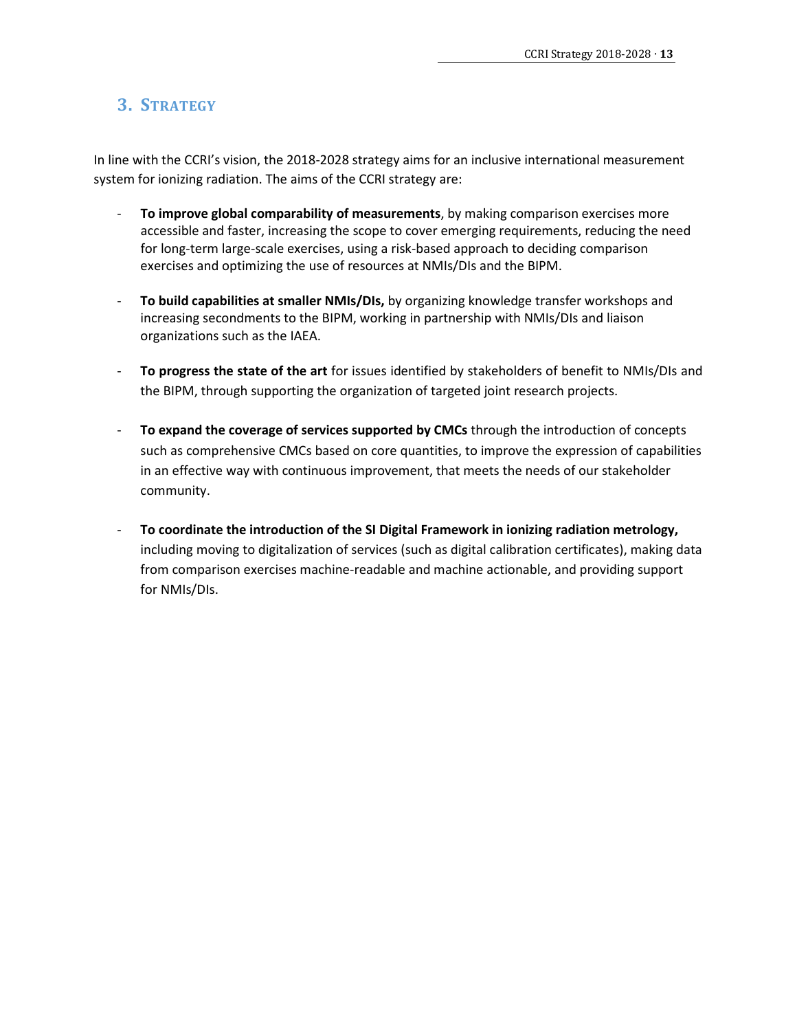# 3. Strategy

In line with the CCRI's vision, the 2018-2028 strategy aims for an inclusive international measurement system for ionizing radiation. The aims of the CCRI strategy are:

- **To improve global comparability of measurements**, by making comparison exercises more accessible and faster, increasing the scope to cover emerging requirements, reducing the need for long-term large-scale exercises, using a risk-based approach to deciding comparison exercises and optimizing the use of resources at NMIs/DIs and the BIPM.

- **To build capabilities at smaller NMIs/DIs,** by organizing knowledge transfer workshops and increasing secondments to the BIPM, working in partnership with NMIs/DIs and liaison organizations such as the IAEA.

- **To progress the state of the art** for issues identified by stakeholders of benefit to NMIs/DIs and the BIPM, through supporting the organization of targeted joint research projects.

- **To expand the coverage of services supported by CMCs** through the introduction of concepts such as comprehensive CMCs based on core quantities, to improve the expression of capabilities in an effective way with continuous improvement, that meets the needs of our stakeholder community.

- **To coordinate the introduction of the SI Digital Framework in ionizing radiation metrology,** including moving to digitalization of services (such as digital calibration certificates), making data from comparison exercises machine-readable and machine actionable, and providing support for NMIs/DIs.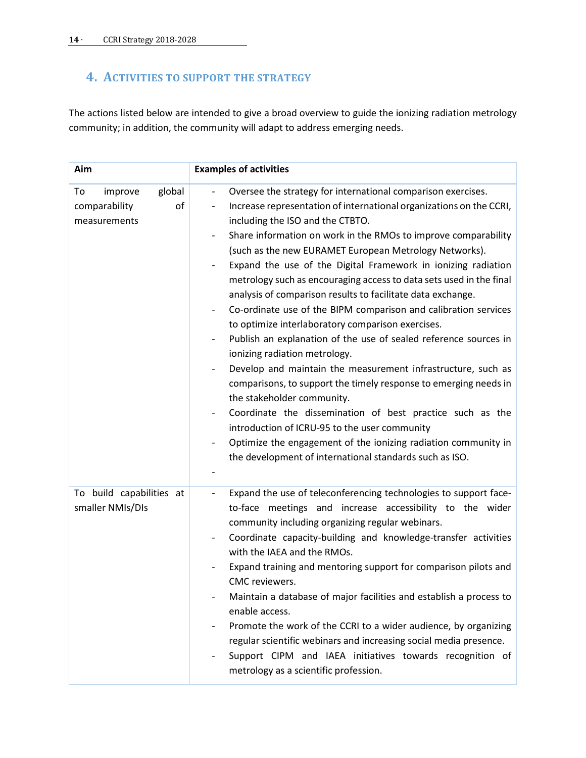## 4. Activities to support the strategy

The actions listed below are intended to give a broad overview to guide the ionizing radiation metrology community; in addition, the community will adapt to address emerging needs.

| Aim | Examples of activities |
|---|---|
| To improve global comparability of measurements | - Oversee the strategy for international comparison exercises.<br>- Increase representation of international organizations on the CCRI, including the ISO and the CTBTO.<br>- Share information on work in the RMOs to improve comparability (such as the new EURAMET European Metrology Networks).<br>- Expand the use of the Digital Framework in ionizing radiation metrology such as encouraging access to data sets used in the final analysis of comparison results to facilitate data exchange.<br>- Co-ordinate use of the BIPM comparison and calibration services to optimize interlaboratory comparison exercises.<br>- Publish an explanation of the use of sealed reference sources in ionizing radiation metrology.<br>- Develop and maintain the measurement infrastructure, such as comparisons, to support the timely response to emerging needs in the stakeholder community.<br>- Coordinate the dissemination of best practice such as the introduction of ICRU-95 to the user community<br>- Optimize the engagement of the ionizing radiation community in the development of international standards such as ISO.<br>- |
| To build capabilities at smaller NMIs/DIs | - Expand the use of teleconferencing technologies to support face-to-face meetings and increase accessibility to the wider community including organizing regular webinars.<br>- Coordinate capacity-building and knowledge-transfer activities with the IAEA and the RMOs.<br>- Expand training and mentoring support for comparison pilots and CMC reviewers.<br>- Maintain a database of major facilities and establish a process to enable access.<br>- Promote the work of the CCRI to a wider audience, by organizing regular scientific webinars and increasing social media presence.<br>- Support CIPM and IAEA initiatives towards recognition of metrology as a scientific profession. |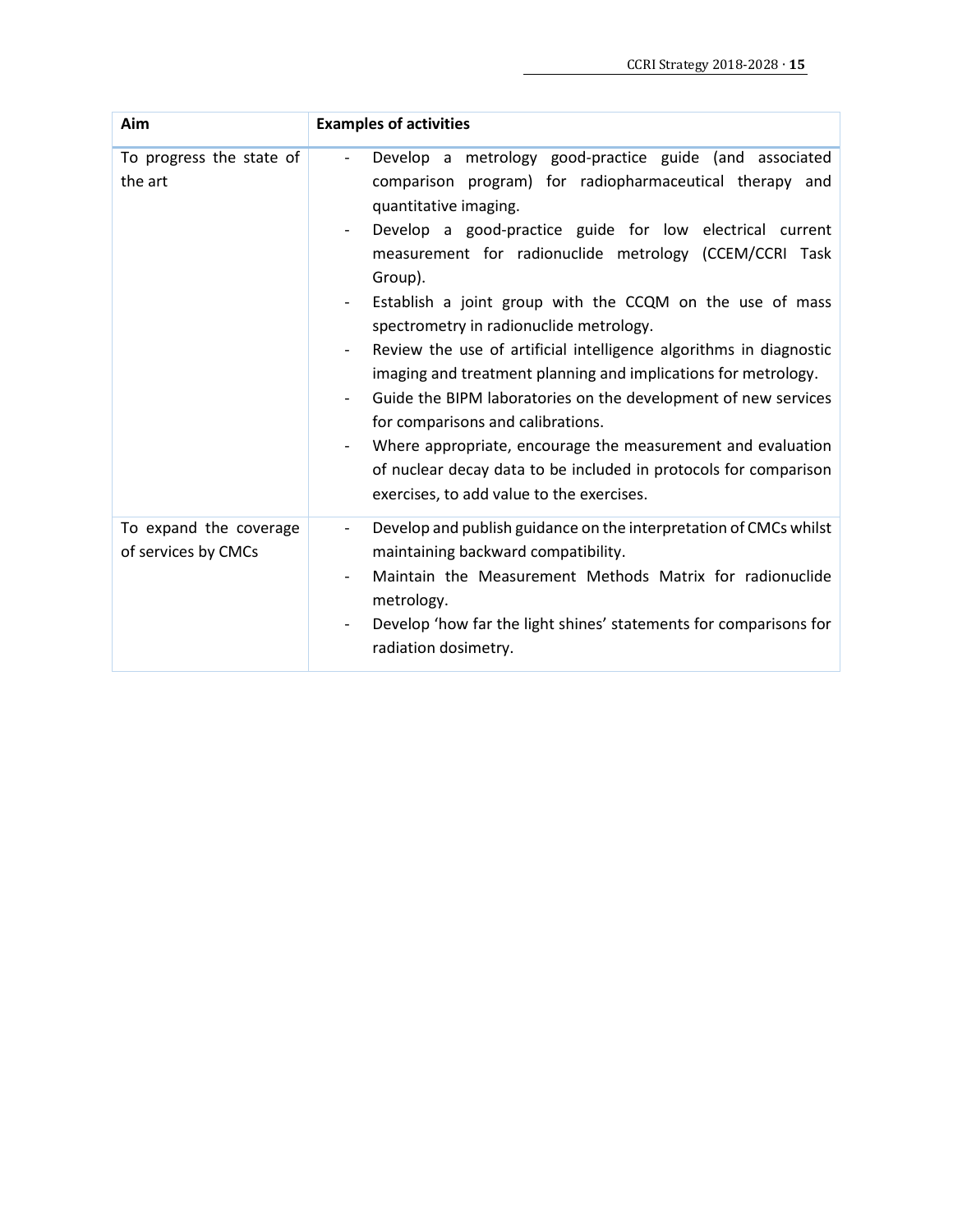| Aim | Examples of activities |
| --- | --- |
| To progress the state of the art | - Develop a metrology good-practice guide (and associated comparison program) for radiopharmaceutical therapy and quantitative imaging.<br>- Develop a good-practice guide for low electrical current measurement for radionuclide metrology (CCEM/CCRI Task Group).<br>- Establish a joint group with the CCQM on the use of mass spectrometry in radionuclide metrology.<br>- Review the use of artificial intelligence algorithms in diagnostic imaging and treatment planning and implications for metrology.<br>- Guide the BIPM laboratories on the development of new services for comparisons and calibrations.<br>- Where appropriate, encourage the measurement and evaluation of nuclear decay data to be included in protocols for comparison exercises, to add value to the exercises. |
| To expand the coverage of services by CMCs | - Develop and publish guidance on the interpretation of CMCs whilst maintaining backward compatibility.<br>- Maintain the Measurement Methods Matrix for radionuclide metrology.<br>- Develop 'how far the light shines' statements for comparisons for radiation dosimetry. |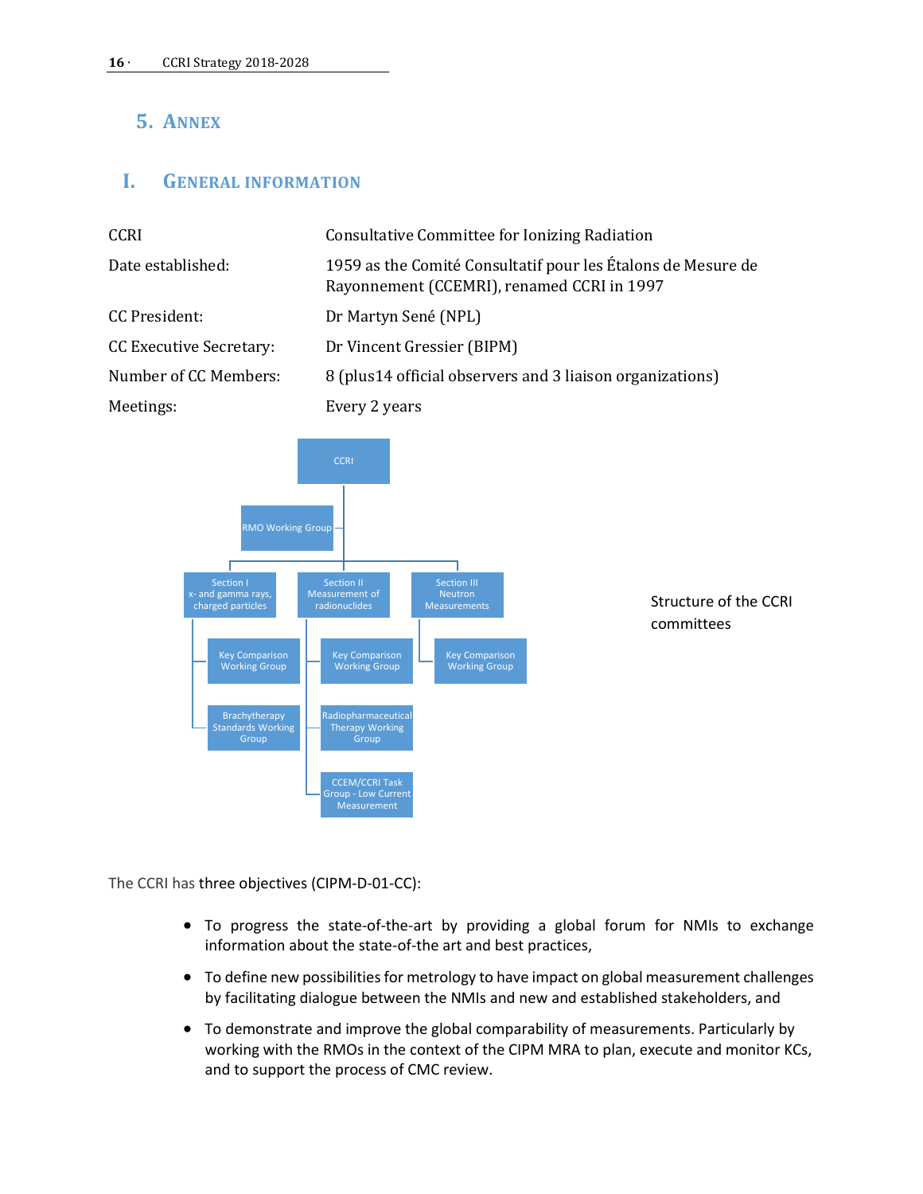# 5. Annex

## I. General information

| | |
|---|---|
| CCRI | Consultative Committee for Ionizing Radiation |
| Date established: | 1959 as the Comité Consultatif pour les Étalons de Mesure de Rayonnement (CCEMRI), renamed CCRI in 1997 |
| CC President: | Dr Martyn Sené (NPL) |
| CC Executive Secretary: | Dr Vincent Gressier (BIPM) |
| Number of CC Members: | 8 (plus14 official observers and 3 liaison organizations) |
| Meetings: | Every 2 years |

- CCRI
  - RMO Working Group
  - Section I x- and gamma rays, charged particles
    - Key Comparison Working Group
    - Brachytherapy Standards Working Group
  - Section II Measurement of radionuclides
    - Key Comparison Working Group
    - Radiopharmaceutical Therapy Working Group
    - CCEM/CCRI Task Group - Low Current Measurement
  - Section III Neutron Measurements
    - Key Comparison Working Group

Structure of the CCRI committees

The CCRI has three objectives (CIPM-D-01-CC):

- To progress the state-of-the-art by providing a global forum for NMIs to exchange information about the state-of-the art and best practices,
- To define new possibilities for metrology to have impact on global measurement challenges by facilitating dialogue between the NMIs and new and established stakeholders, and
- To demonstrate and improve the global comparability of measurements. Particularly by working with the RMOs in the context of the CIPM MRA to plan, execute and monitor KCs, and to support the process of CMC review.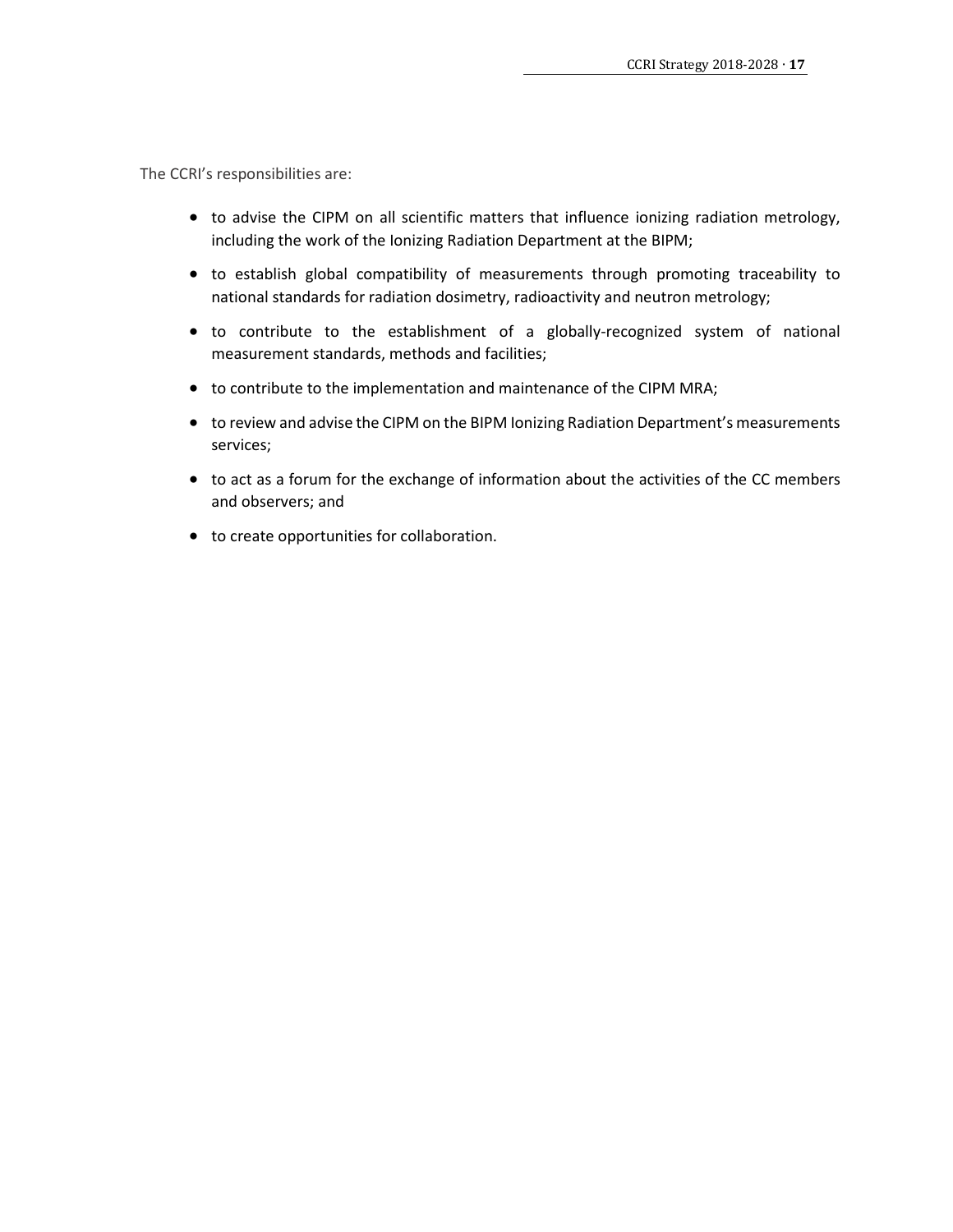The CCRI's responsibilities are:

- to advise the CIPM on all scientific matters that influence ionizing radiation metrology, including the work of the Ionizing Radiation Department at the BIPM;
- to establish global compatibility of measurements through promoting traceability to national standards for radiation dosimetry, radioactivity and neutron metrology;
- to contribute to the establishment of a globally-recognized system of national measurement standards, methods and facilities;
- to contribute to the implementation and maintenance of the CIPM MRA;
- to review and advise the CIPM on the BIPM Ionizing Radiation Department's measurements services;
- to act as a forum for the exchange of information about the activities of the CC members and observers; and
- to create opportunities for collaboration.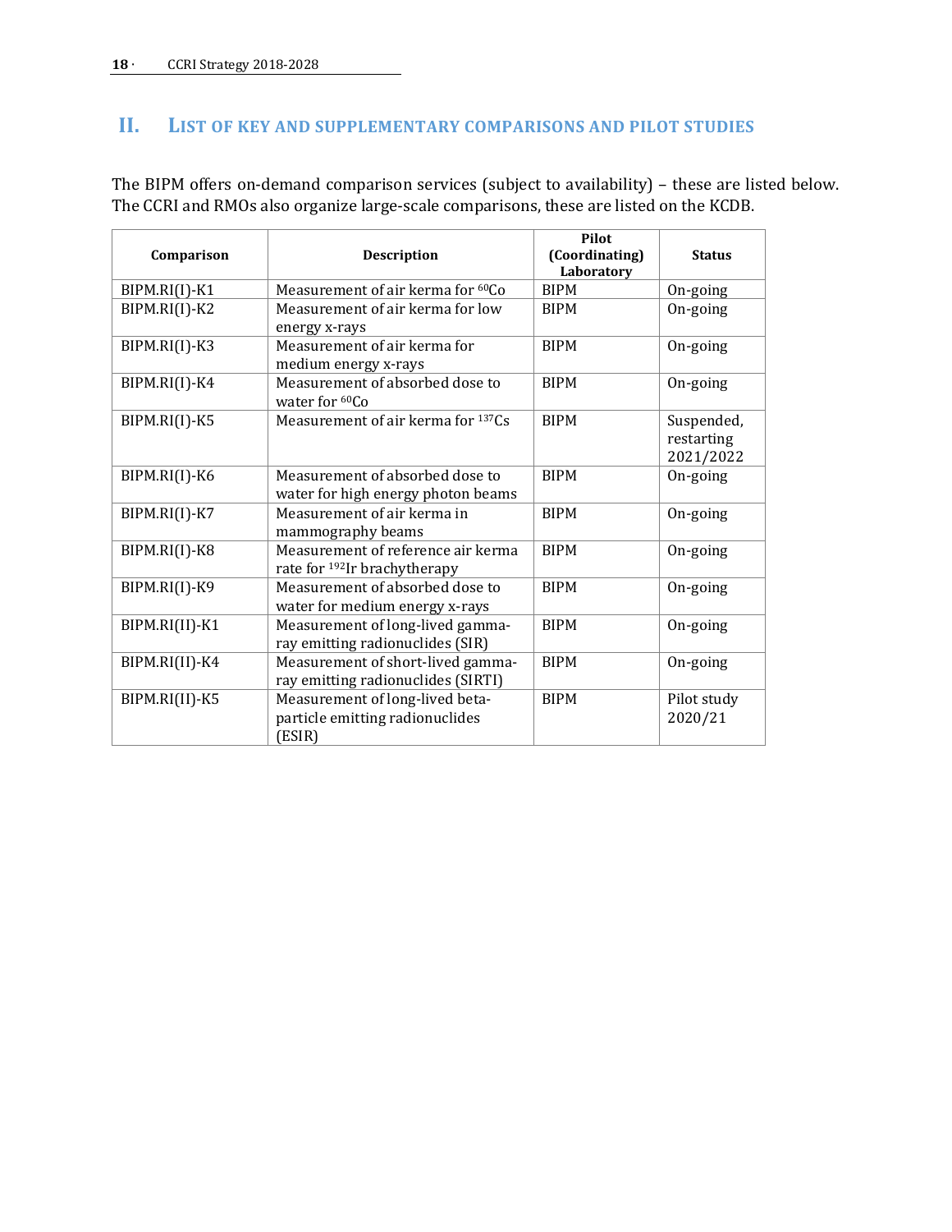## II. List of key and supplementary comparisons and pilot studies

The BIPM offers on-demand comparison services (subject to availability) – these are listed below. The CCRI and RMOs also organize large-scale comparisons, these are listed on the KCDB.

| Comparison | Description | Pilot (Coordinating) Laboratory | Status |
|---|---|---|---|
| BIPM.RI(I)-K1 | Measurement of air kerma for $^{60}$Co | BIPM | On-going |
| BIPM.RI(I)-K2 | Measurement of air kerma for low energy x-rays | BIPM | On-going |
| BIPM.RI(I)-K3 | Measurement of air kerma for medium energy x-rays | BIPM | On-going |
| BIPM.RI(I)-K4 | Measurement of absorbed dose to water for $^{60}$Co | BIPM | On-going |
| BIPM.RI(I)-K5 | Measurement of air kerma for $^{137}$Cs | BIPM | Suspended, restarting 2021/2022 |
| BIPM.RI(I)-K6 | Measurement of absorbed dose to water for high energy photon beams | BIPM | On-going |
| BIPM.RI(I)-K7 | Measurement of air kerma in mammography beams | BIPM | On-going |
| BIPM.RI(I)-K8 | Measurement of reference air kerma rate for $^{192}$Ir brachytherapy | BIPM | On-going |
| BIPM.RI(I)-K9 | Measurement of absorbed dose to water for medium energy x-rays | BIPM | On-going |
| BIPM.RI(II)-K1 | Measurement of long-lived gamma-ray emitting radionuclides (SIR) | BIPM | On-going |
| BIPM.RI(II)-K4 | Measurement of short-lived gamma-ray emitting radionuclides (SIRTI) | BIPM | On-going |
| BIPM.RI(II)-K5 | Measurement of long-lived beta-particle emitting radionuclides (ESIR) | BIPM | Pilot study 2020/21 |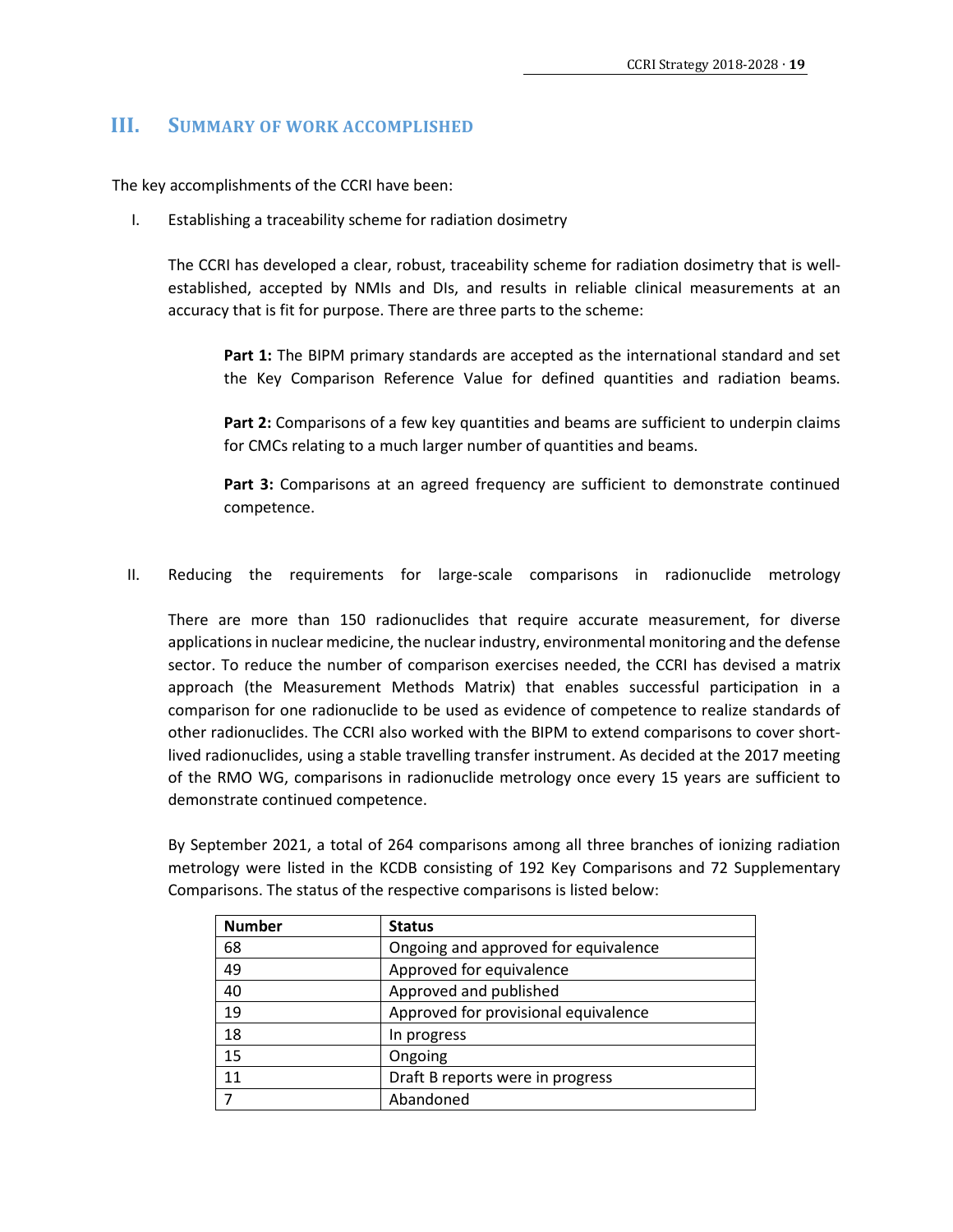## III. Summary of work accomplished

The key accomplishments of the CCRI have been:

I. Establishing a traceability scheme for radiation dosimetry

The CCRI has developed a clear, robust, traceability scheme for radiation dosimetry that is well-established, accepted by NMIs and DIs, and results in reliable clinical measurements at an accuracy that is fit for purpose. There are three parts to the scheme:

> **Part 1:** The BIPM primary standards are accepted as the international standard and set the Key Comparison Reference Value for defined quantities and radiation beams.
>
> **Part 2:** Comparisons of a few key quantities and beams are sufficient to underpin claims for CMCs relating to a much larger number of quantities and beams.
>
> **Part 3:** Comparisons at an agreed frequency are sufficient to demonstrate continued competence.

II. Reducing the requirements for large-scale comparisons in radionuclide metrology

There are more than 150 radionuclides that require accurate measurement, for diverse applications in nuclear medicine, the nuclear industry, environmental monitoring and the defense sector. To reduce the number of comparison exercises needed, the CCRI has devised a matrix approach (the Measurement Methods Matrix) that enables successful participation in a comparison for one radionuclide to be used as evidence of competence to realize standards of other radionuclides. The CCRI also worked with the BIPM to extend comparisons to cover short-lived radionuclides, using a stable travelling transfer instrument. As decided at the 2017 meeting of the RMO WG, comparisons in radionuclide metrology once every 15 years are sufficient to demonstrate continued competence.

By September 2021, a total of 264 comparisons among all three branches of ionizing radiation metrology were listed in the KCDB consisting of 192 Key Comparisons and 72 Supplementary Comparisons. The status of the respective comparisons is listed below:

| Number | Status |
|---|---|
| 68 | Ongoing and approved for equivalence |
| 49 | Approved for equivalence |
| 40 | Approved and published |
| 19 | Approved for provisional equivalence |
| 18 | In progress |
| 15 | Ongoing |
| 11 | Draft B reports were in progress |
| 7 | Abandoned |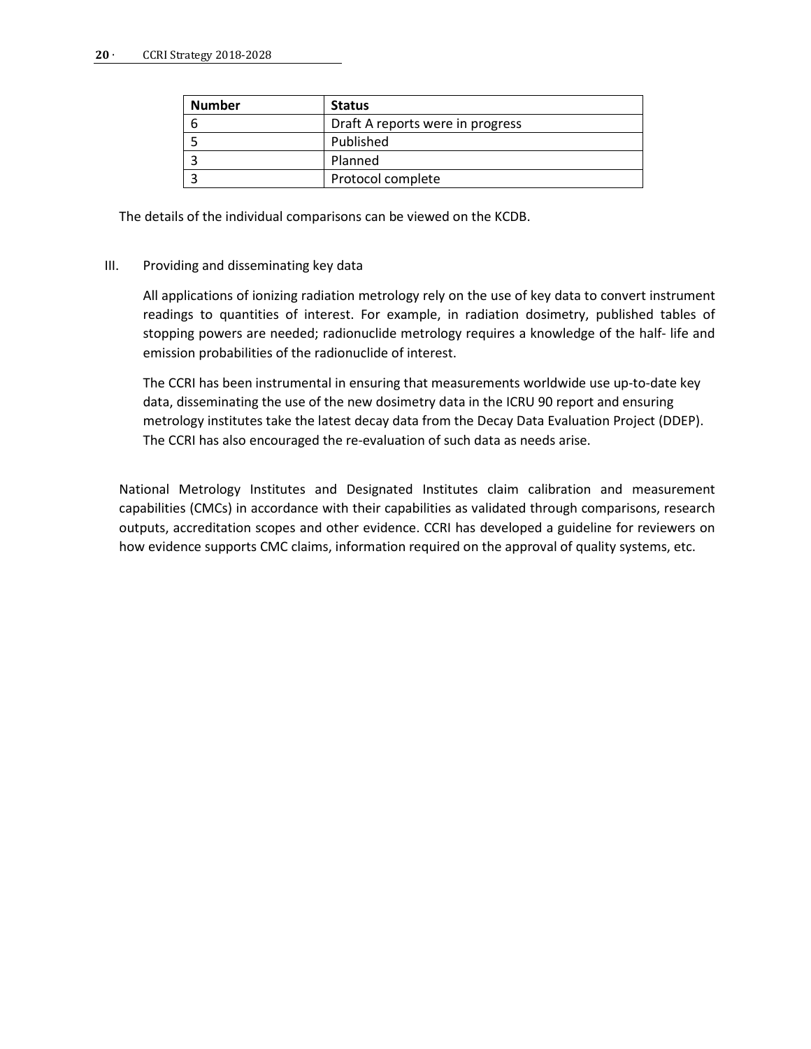| Number | Status |
| --- | --- |
| 6 | Draft A reports were in progress |
| 5 | Published |
| 3 | Planned |
| 3 | Protocol complete |

The details of the individual comparisons can be viewed on the KCDB.

III. Providing and disseminating key data

All applications of ionizing radiation metrology rely on the use of key data to convert instrument readings to quantities of interest. For example, in radiation dosimetry, published tables of stopping powers are needed; radionuclide metrology requires a knowledge of the half- life and emission probabilities of the radionuclide of interest.

The CCRI has been instrumental in ensuring that measurements worldwide use up-to-date key data, disseminating the use of the new dosimetry data in the ICRU 90 report and ensuring metrology institutes take the latest decay data from the Decay Data Evaluation Project (DDEP). The CCRI has also encouraged the re-evaluation of such data as needs arise.

National Metrology Institutes and Designated Institutes claim calibration and measurement capabilities (CMCs) in accordance with their capabilities as validated through comparisons, research outputs, accreditation scopes and other evidence. CCRI has developed a guideline for reviewers on how evidence supports CMC claims, information required on the approval of quality systems, etc.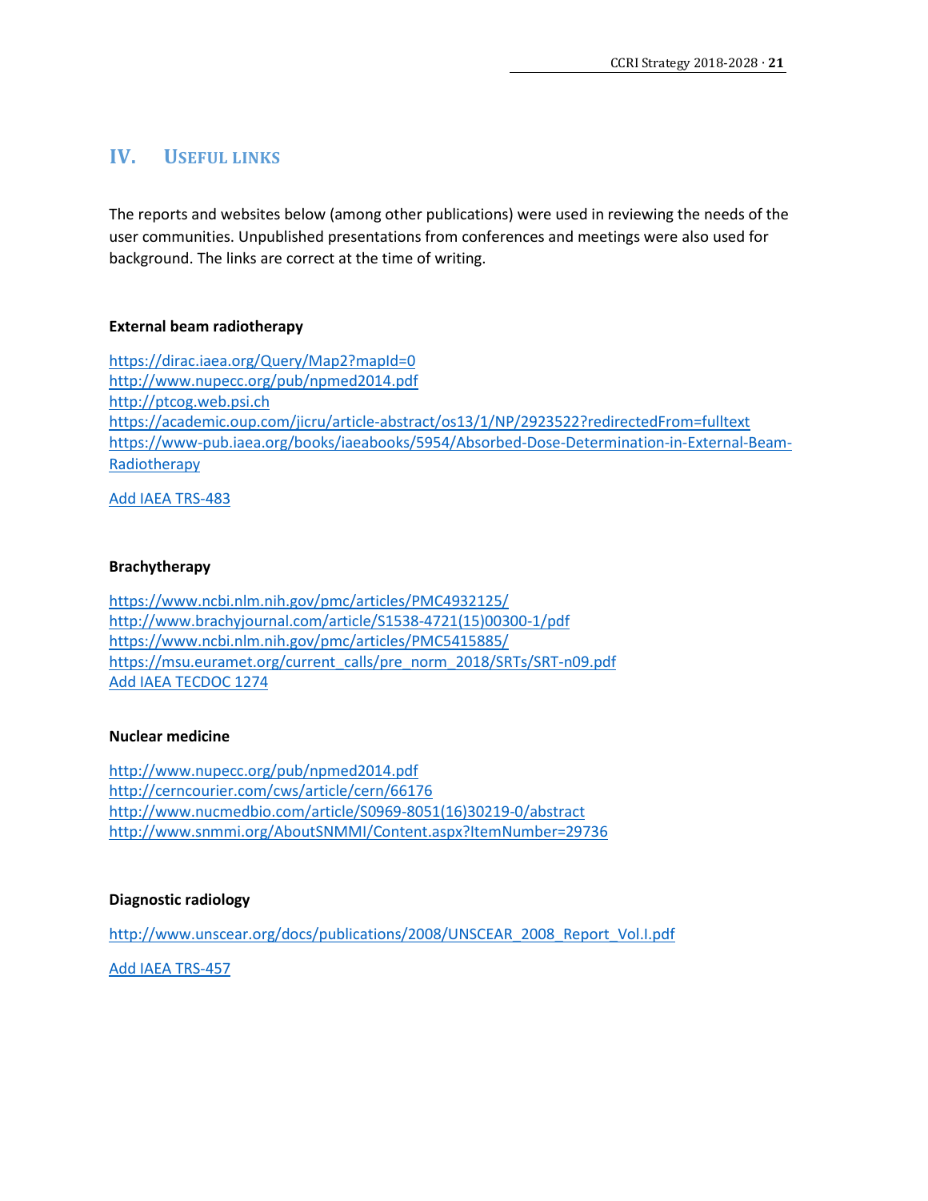# IV. Useful links

The reports and websites below (among other publications) were used in reviewing the needs of the user communities. Unpublished presentations from conferences and meetings were also used for background. The links are correct at the time of writing.

**External beam radiotherapy**

https://dirac.iaea.org/Query/Map2?mapId=0
http://www.nupecc.org/pub/npmed2014.pdf
http://ptcog.web.psi.ch
https://academic.oup.com/jicru/article-abstract/os13/1/NP/2923522?redirectedFrom=fulltext
https://www-pub.iaea.org/books/iaeabooks/5954/Absorbed-Dose-Determination-in-External-Beam-Radiotherapy

Add IAEA TRS-483

**Brachytherapy**

https://www.ncbi.nlm.nih.gov/pmc/articles/PMC4932125/
http://www.brachyjournal.com/article/S1538-4721(15)00300-1/pdf
https://www.ncbi.nlm.nih.gov/pmc/articles/PMC5415885/
https://msu.euramet.org/current_calls/pre_norm_2018/SRTs/SRT-n09.pdf
Add IAEA TECDOC 1274

**Nuclear medicine**

http://www.nupecc.org/pub/npmed2014.pdf
http://cerncourier.com/cws/article/cern/66176
http://www.nucmedbio.com/article/S0969-8051(16)30219-0/abstract
http://www.snmmi.org/AboutSNMMI/Content.aspx?ItemNumber=29736

**Diagnostic radiology**

http://www.unscear.org/docs/publications/2008/UNSCEAR_2008_Report_Vol.I.pdf

Add IAEA TRS-457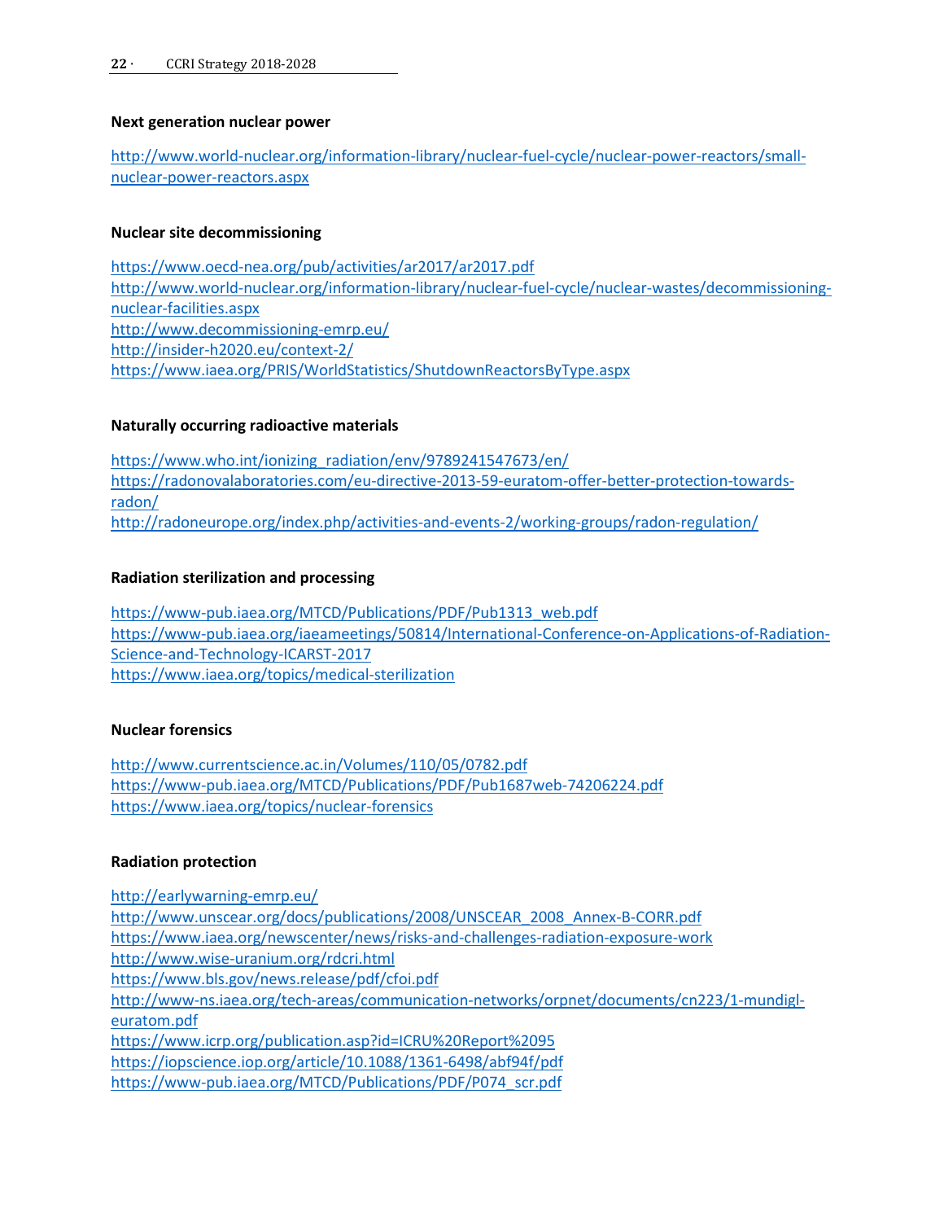**Next generation nuclear power**

http://www.world-nuclear.org/information-library/nuclear-fuel-cycle/nuclear-power-reactors/small-nuclear-power-reactors.aspx

**Nuclear site decommissioning**

https://www.oecd-nea.org/pub/activities/ar2017/ar2017.pdf
http://www.world-nuclear.org/information-library/nuclear-fuel-cycle/nuclear-wastes/decommissioning-nuclear-facilities.aspx
http://www.decommissioning-emrp.eu/
http://insider-h2020.eu/context-2/
https://www.iaea.org/PRIS/WorldStatistics/ShutdownReactorsByType.aspx

**Naturally occurring radioactive materials**

https://www.who.int/ionizing_radiation/env/9789241547673/en/
https://radonovalaboratories.com/eu-directive-2013-59-euratom-offer-better-protection-towards-radon/
http://radoneurope.org/index.php/activities-and-events-2/working-groups/radon-regulation/

**Radiation sterilization and processing**

https://www-pub.iaea.org/MTCD/Publications/PDF/Pub1313_web.pdf
https://www-pub.iaea.org/iaeameetings/50814/International-Conference-on-Applications-of-Radiation-Science-and-Technology-ICARST-2017
https://www.iaea.org/topics/medical-sterilization

**Nuclear forensics**

http://www.currentscience.ac.in/Volumes/110/05/0782.pdf
https://www-pub.iaea.org/MTCD/Publications/PDF/Pub1687web-74206224.pdf
https://www.iaea.org/topics/nuclear-forensics

**Radiation protection**

http://earlywarning-emrp.eu/
http://www.unscear.org/docs/publications/2008/UNSCEAR_2008_Annex-B-CORR.pdf
https://www.iaea.org/newscenter/news/risks-and-challenges-radiation-exposure-work
http://www.wise-uranium.org/rdcri.html
https://www.bls.gov/news.release/pdf/cfoi.pdf
http://www-ns.iaea.org/tech-areas/communication-networks/orpnet/documents/cn223/1-mundigl-euratom.pdf
https://www.icrp.org/publication.asp?id=ICRU%20Report%2095
https://iopscience.iop.org/article/10.1088/1361-6498/abf94f/pdf
https://www-pub.iaea.org/MTCD/Publications/PDF/P074_scr.pdf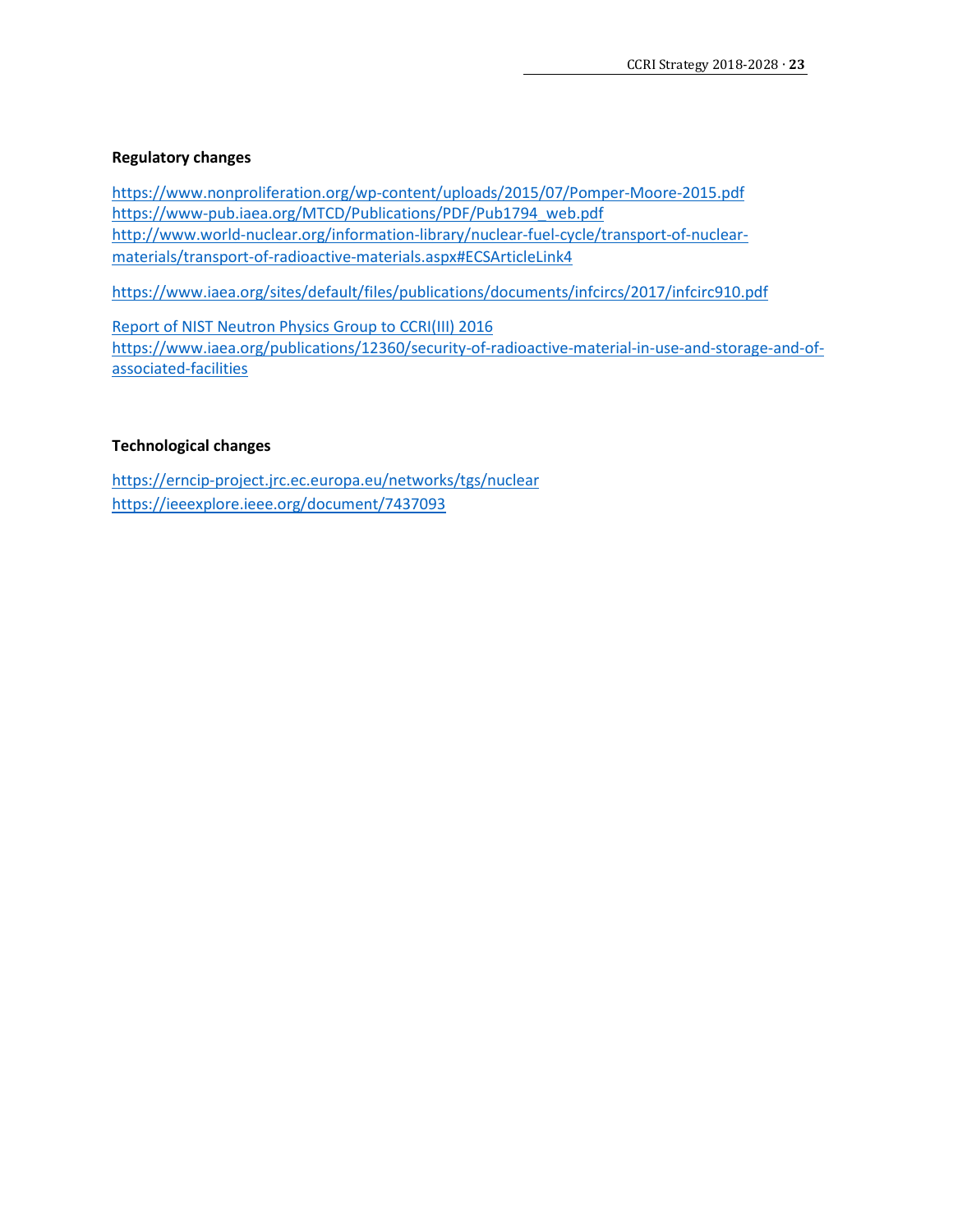**Regulatory changes**

https://www.nonproliferation.org/wp-content/uploads/2015/07/Pomper-Moore-2015.pdf
https://www-pub.iaea.org/MTCD/Publications/PDF/Pub1794_web.pdf
http://www.world-nuclear.org/information-library/nuclear-fuel-cycle/transport-of-nuclear-materials/transport-of-radioactive-materials.aspx#ECSArticleLink4

https://www.iaea.org/sites/default/files/publications/documents/infcircs/2017/infcirc910.pdf

Report of NIST Neutron Physics Group to CCRI(III) 2016
https://www.iaea.org/publications/12360/security-of-radioactive-material-in-use-and-storage-and-of-associated-facilities

**Technological changes**

https://erncip-project.jrc.ec.europa.eu/networks/tgs/nuclear
https://ieeexplore.ieee.org/document/7437093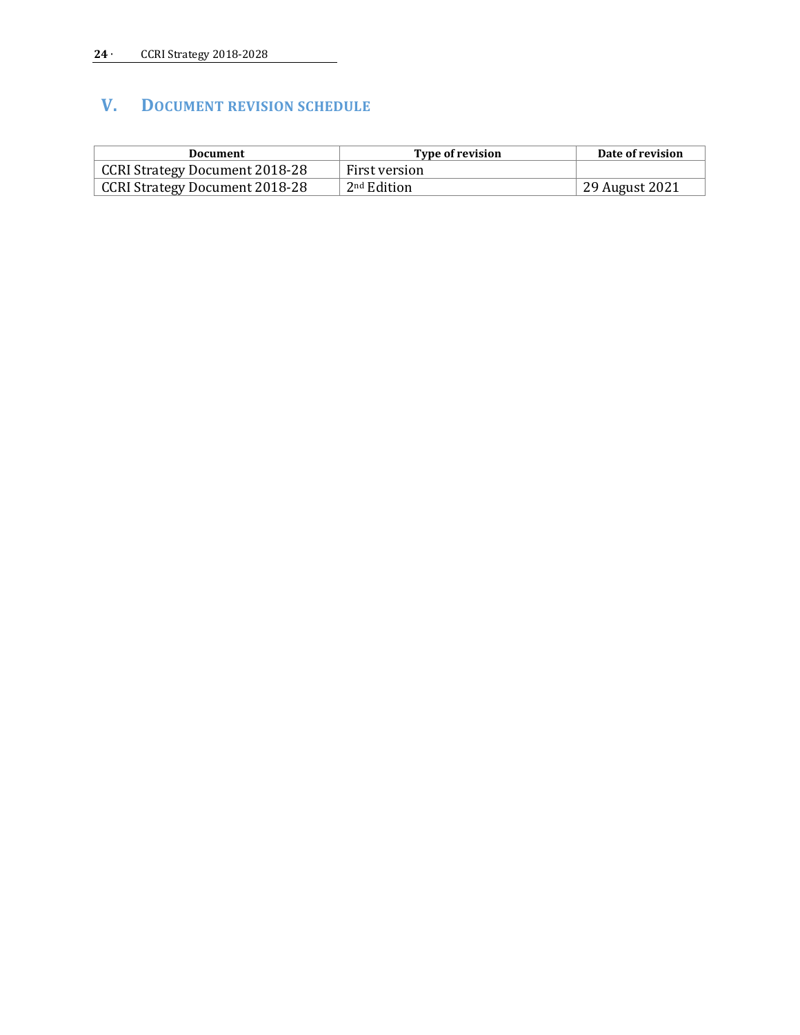## V. Document revision schedule

| Document | Type of revision | Date of revision |
| --- | --- | --- |
| CCRI Strategy Document 2018-28 | First version | |
| CCRI Strategy Document 2018-28 | 2nd Edition | 29 August 2021 |